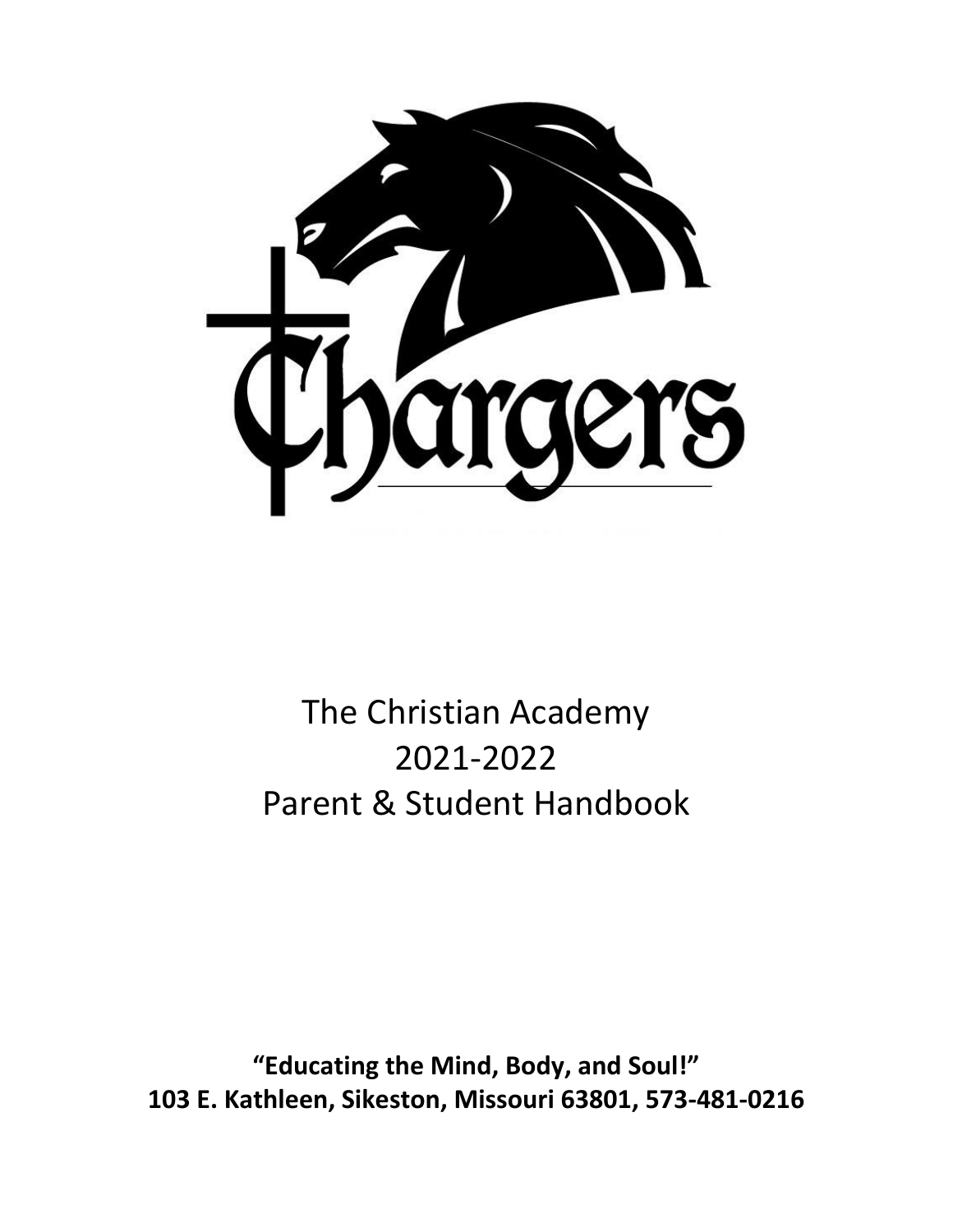Chargers

# The Christian Academy
# 2021-2022
# Parent & Student Handbook

**"Educating the Mind, Body, and Soul!"**
**103 E. Kathleen, Sikeston, Missouri 63801, 573-481-0216**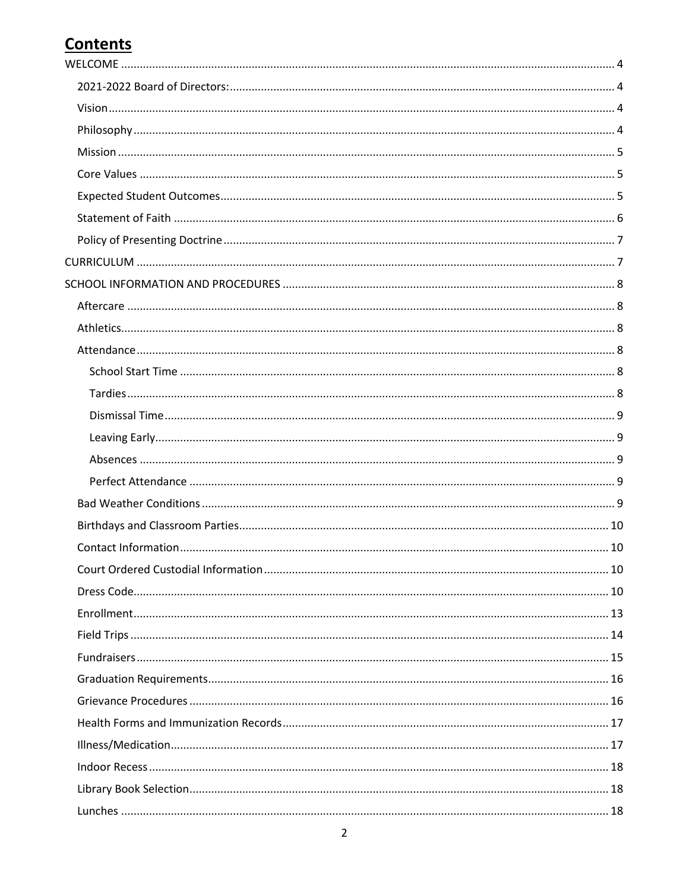# Contents

- WELCOME ..... 4
  - 2021-2022 Board of Directors: ..... 4
  - Vision ..... 4
  - Philosophy ..... 4
  - Mission ..... 5
  - Core Values ..... 5
  - Expected Student Outcomes ..... 5
  - Statement of Faith ..... 6
  - Policy of Presenting Doctrine ..... 7
- CURRICULUM ..... 7
- SCHOOL INFORMATION AND PROCEDURES ..... 8
  - Aftercare ..... 8
  - Athletics ..... 8
  - Attendance ..... 8
    - School Start Time ..... 8
    - Tardies ..... 8
    - Dismissal Time ..... 9
    - Leaving Early ..... 9
    - Absences ..... 9
    - Perfect Attendance ..... 9
  - Bad Weather Conditions ..... 9
  - Birthdays and Classroom Parties ..... 10
  - Contact Information ..... 10
  - Court Ordered Custodial Information ..... 10
  - Dress Code ..... 10
  - Enrollment ..... 13
  - Field Trips ..... 14
  - Fundraisers ..... 15
  - Graduation Requirements ..... 16
  - Grievance Procedures ..... 16
  - Health Forms and Immunization Records ..... 17
  - Illness/Medication ..... 17
  - Indoor Recess ..... 18
  - Library Book Selection ..... 18
  - Lunches ..... 18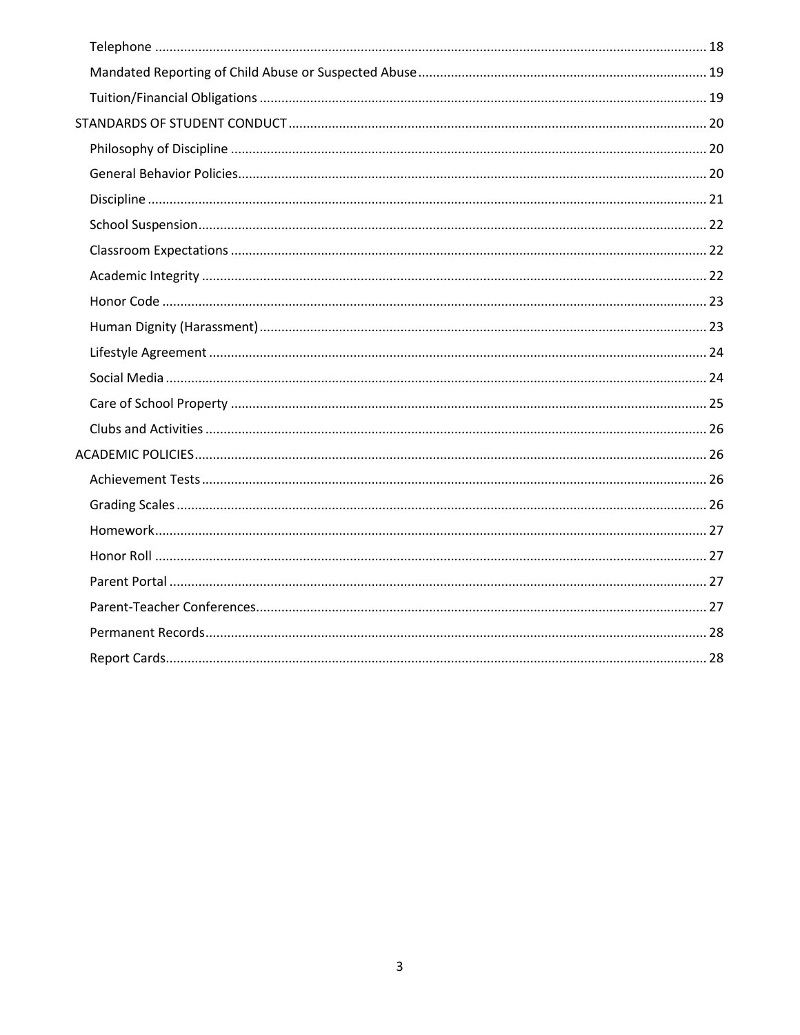Telephone .......... 18
Mandated Reporting of Child Abuse or Suspected Abuse .......... 19
Tuition/Financial Obligations .......... 19
STANDARDS OF STUDENT CONDUCT .......... 20
Philosophy of Discipline .......... 20
General Behavior Policies .......... 20
Discipline .......... 21
School Suspension .......... 22
Classroom Expectations .......... 22
Academic Integrity .......... 22
Honor Code .......... 23
Human Dignity (Harassment) .......... 23
Lifestyle Agreement .......... 24
Social Media .......... 24
Care of School Property .......... 25
Clubs and Activities .......... 26
ACADEMIC POLICIES .......... 26
Achievement Tests .......... 26
Grading Scales .......... 26
Homework .......... 27
Honor Roll .......... 27
Parent Portal .......... 27
Parent-Teacher Conferences .......... 27
Permanent Records .......... 28
Report Cards .......... 28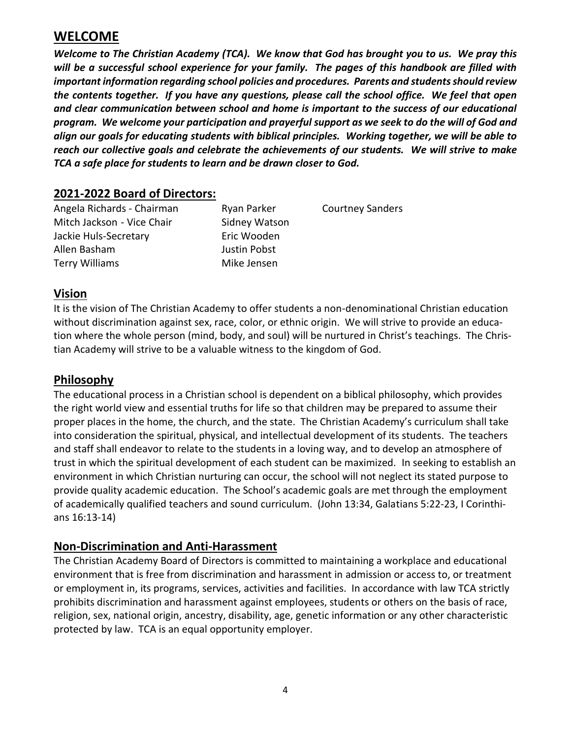## WELCOME

***Welcome to The Christian Academy (TCA). We know that God has brought you to us. We pray this will be a successful school experience for your family. The pages of this handbook are filled with important information regarding school policies and procedures. Parents and students should review the contents together. If you have any questions, please call the school office. We feel that open and clear communication between school and home is important to the success of our educational program. We welcome your participation and prayerful support as we seek to do the will of God and align our goals for educating students with biblical principles. Working together, we will be able to reach our collective goals and celebrate the achievements of our students. We will strive to make TCA a safe place for students to learn and be drawn closer to God.***

## 2021-2022 Board of Directors:

Angela Richards - Chairman
Mitch Jackson - Vice Chair
Jackie Huls-Secretary
Allen Basham
Terry Williams
Ryan Parker
Sidney Watson
Eric Wooden
Justin Pobst
Mike Jensen
Courtney Sanders

## Vision

It is the vision of The Christian Academy to offer students a non-denominational Christian education without discrimination against sex, race, color, or ethnic origin. We will strive to provide an education where the whole person (mind, body, and soul) will be nurtured in Christ's teachings. The Christian Academy will strive to be a valuable witness to the kingdom of God.

## Philosophy

The educational process in a Christian school is dependent on a biblical philosophy, which provides the right world view and essential truths for life so that children may be prepared to assume their proper places in the home, the church, and the state. The Christian Academy's curriculum shall take into consideration the spiritual, physical, and intellectual development of its students. The teachers and staff shall endeavor to relate to the students in a loving way, and to develop an atmosphere of trust in which the spiritual development of each student can be maximized. In seeking to establish an environment in which Christian nurturing can occur, the school will not neglect its stated purpose to provide quality academic education. The School's academic goals are met through the employment of academically qualified teachers and sound curriculum. (John 13:34, Galatians 5:22-23, I Corinthians 16:13-14)

## Non-Discrimination and Anti-Harassment

The Christian Academy Board of Directors is committed to maintaining a workplace and educational environment that is free from discrimination and harassment in admission or access to, or treatment or employment in, its programs, services, activities and facilities. In accordance with law TCA strictly prohibits discrimination and harassment against employees, students or others on the basis of race, religion, sex, national origin, ancestry, disability, age, genetic information or any other characteristic protected by law. TCA is an equal opportunity employer.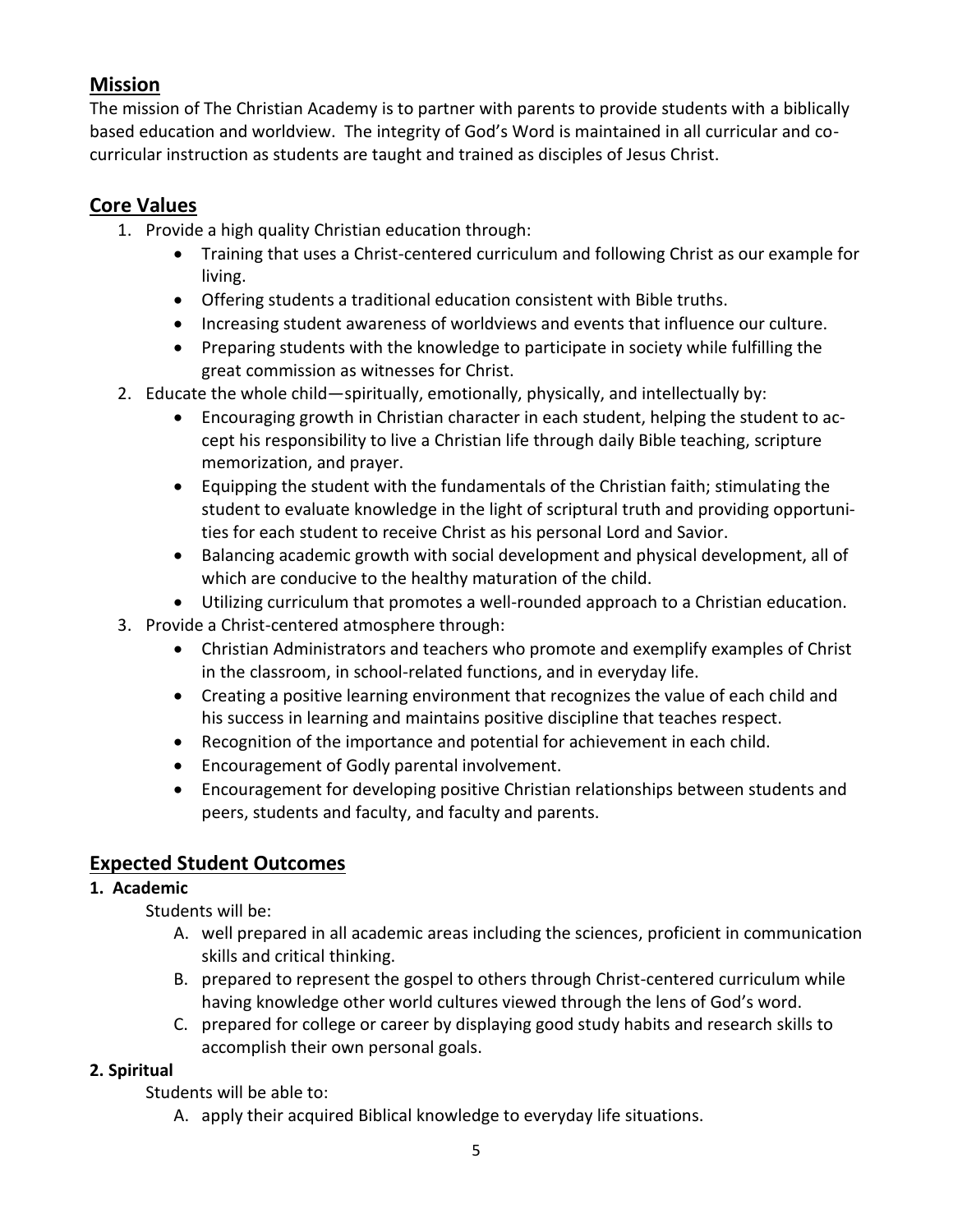## Mission

The mission of The Christian Academy is to partner with parents to provide students with a biblically based education and worldview. The integrity of God's Word is maintained in all curricular and co-curricular instruction as students are taught and trained as disciples of Jesus Christ.

## Core Values

1. Provide a high quality Christian education through:
    - Training that uses a Christ-centered curriculum and following Christ as our example for living.
    - Offering students a traditional education consistent with Bible truths.
    - Increasing student awareness of worldviews and events that influence our culture.
    - Preparing students with the knowledge to participate in society while fulfilling the great commission as witnesses for Christ.
2. Educate the whole child—spiritually, emotionally, physically, and intellectually by:
    - Encouraging growth in Christian character in each student, helping the student to accept his responsibility to live a Christian life through daily Bible teaching, scripture memorization, and prayer.
    - Equipping the student with the fundamentals of the Christian faith; stimulating the student to evaluate knowledge in the light of scriptural truth and providing opportunities for each student to receive Christ as his personal Lord and Savior.
    - Balancing academic growth with social development and physical development, all of which are conducive to the healthy maturation of the child.
    - Utilizing curriculum that promotes a well-rounded approach to a Christian education.
3. Provide a Christ-centered atmosphere through:
    - Christian Administrators and teachers who promote and exemplify examples of Christ in the classroom, in school-related functions, and in everyday life.
    - Creating a positive learning environment that recognizes the value of each child and his success in learning and maintains positive discipline that teaches respect.
    - Recognition of the importance and potential for achievement in each child.
    - Encouragement of Godly parental involvement.
    - Encouragement for developing positive Christian relationships between students and peers, students and faculty, and faculty and parents.

## Expected Student Outcomes

**1. Academic**

Students will be:

A. well prepared in all academic areas including the sciences, proficient in communication skills and critical thinking.

B. prepared to represent the gospel to others through Christ-centered curriculum while having knowledge other world cultures viewed through the lens of God's word.

C. prepared for college or career by displaying good study habits and research skills to accomplish their own personal goals.

**2. Spiritual**

Students will be able to:

A. apply their acquired Biblical knowledge to everyday life situations.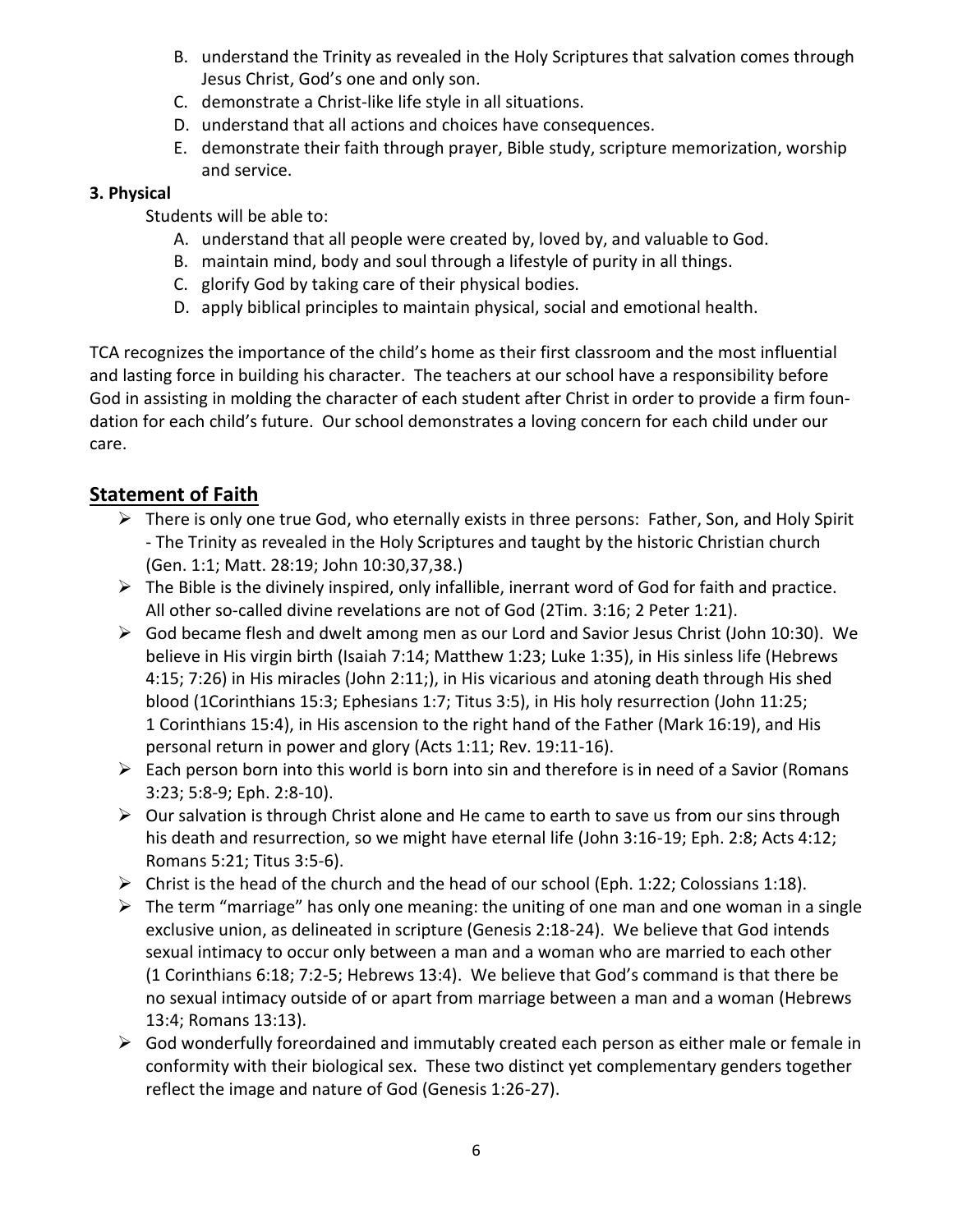B. understand the Trinity as revealed in the Holy Scriptures that salvation comes through Jesus Christ, God's one and only son.
C. demonstrate a Christ-like life style in all situations.
D. understand that all actions and choices have consequences.
E. demonstrate their faith through prayer, Bible study, scripture memorization, worship and service.

**3. Physical**

Students will be able to:

A. understand that all people were created by, loved by, and valuable to God.
B. maintain mind, body and soul through a lifestyle of purity in all things.
C. glorify God by taking care of their physical bodies.
D. apply biblical principles to maintain physical, social and emotional health.

TCA recognizes the importance of the child's home as their first classroom and the most influential and lasting force in building his character. The teachers at our school have a responsibility before God in assisting in molding the character of each student after Christ in order to provide a firm foundation for each child's future. Our school demonstrates a loving concern for each child under our care.

## Statement of Faith

- There is only one true God, who eternally exists in three persons: Father, Son, and Holy Spirit - The Trinity as revealed in the Holy Scriptures and taught by the historic Christian church (Gen. 1:1; Matt. 28:19; John 10:30,37,38.)
- The Bible is the divinely inspired, only infallible, inerrant word of God for faith and practice. All other so-called divine revelations are not of God (2Tim. 3:16; 2 Peter 1:21).
- God became flesh and dwelt among men as our Lord and Savior Jesus Christ (John 10:30). We believe in His virgin birth (Isaiah 7:14; Matthew 1:23; Luke 1:35), in His sinless life (Hebrews 4:15; 7:26) in His miracles (John 2:11;), in His vicarious and atoning death through His shed blood (1Corinthians 15:3; Ephesians 1:7; Titus 3:5), in His holy resurrection (John 11:25; 1 Corinthians 15:4), in His ascension to the right hand of the Father (Mark 16:19), and His personal return in power and glory (Acts 1:11; Rev. 19:11-16).
- Each person born into this world is born into sin and therefore is in need of a Savior (Romans 3:23; 5:8-9; Eph. 2:8-10).
- Our salvation is through Christ alone and He came to earth to save us from our sins through his death and resurrection, so we might have eternal life (John 3:16-19; Eph. 2:8; Acts 4:12; Romans 5:21; Titus 3:5-6).
- Christ is the head of the church and the head of our school (Eph. 1:22; Colossians 1:18).
- The term "marriage" has only one meaning: the uniting of one man and one woman in a single exclusive union, as delineated in scripture (Genesis 2:18-24). We believe that God intends sexual intimacy to occur only between a man and a woman who are married to each other (1 Corinthians 6:18; 7:2-5; Hebrews 13:4). We believe that God's command is that there be no sexual intimacy outside of or apart from marriage between a man and a woman (Hebrews 13:4; Romans 13:13).
- God wonderfully foreordained and immutably created each person as either male or female in conformity with their biological sex. These two distinct yet complementary genders together reflect the image and nature of God (Genesis 1:26-27).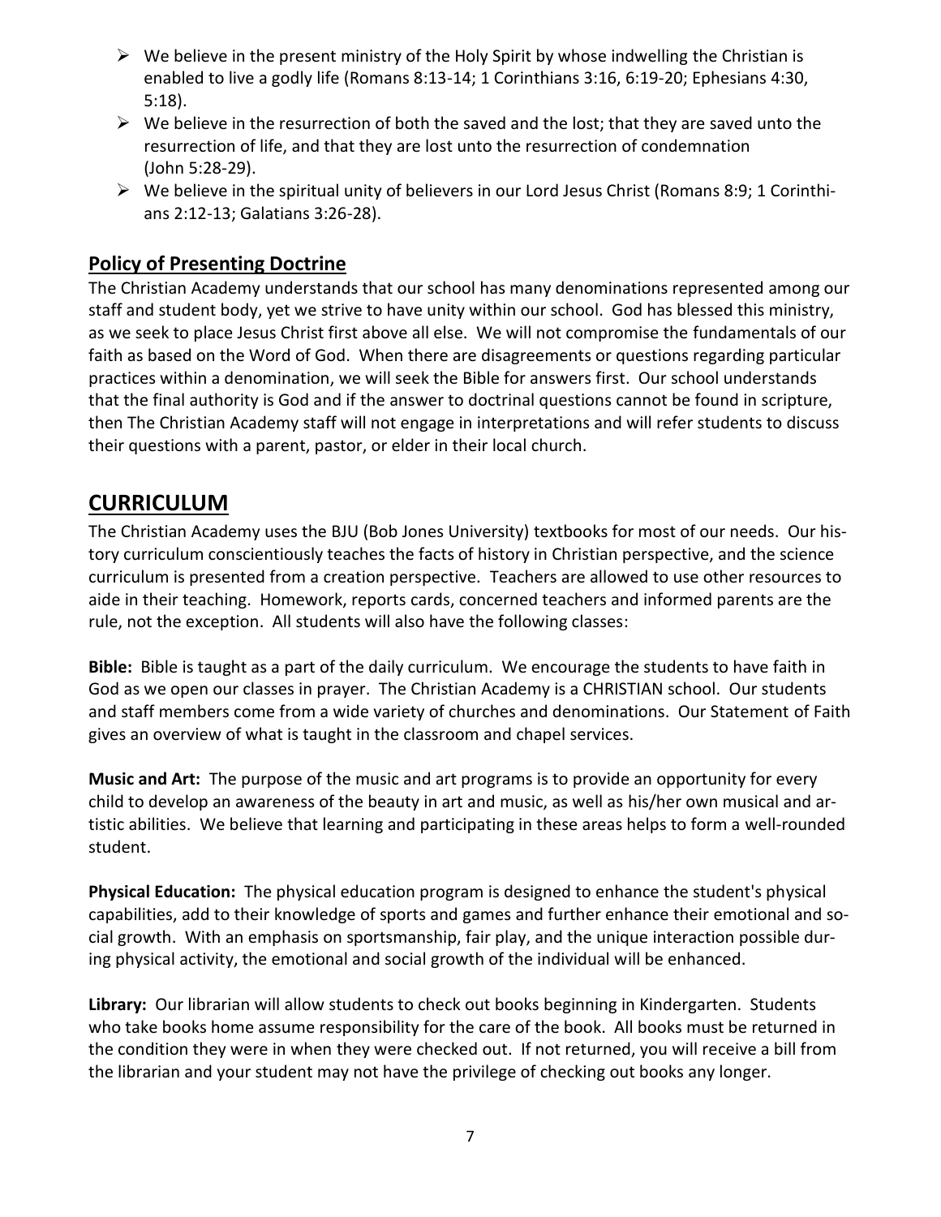- We believe in the present ministry of the Holy Spirit by whose indwelling the Christian is enabled to live a godly life (Romans 8:13-14; 1 Corinthians 3:16, 6:19-20; Ephesians 4:30, 5:18).
- We believe in the resurrection of both the saved and the lost; that they are saved unto the resurrection of life, and that they are lost unto the resurrection of condemnation (John 5:28-29).
- We believe in the spiritual unity of believers in our Lord Jesus Christ (Romans 8:9; 1 Corinthians 2:12-13; Galatians 3:26-28).

## Policy of Presenting Doctrine

The Christian Academy understands that our school has many denominations represented among our staff and student body, yet we strive to have unity within our school. God has blessed this ministry, as we seek to place Jesus Christ first above all else. We will not compromise the fundamentals of our faith as based on the Word of God. When there are disagreements or questions regarding particular practices within a denomination, we will seek the Bible for answers first. Our school understands that the final authority is God and if the answer to doctrinal questions cannot be found in scripture, then The Christian Academy staff will not engage in interpretations and will refer students to discuss their questions with a parent, pastor, or elder in their local church.

# CURRICULUM

The Christian Academy uses the BJU (Bob Jones University) textbooks for most of our needs. Our history curriculum conscientiously teaches the facts of history in Christian perspective, and the science curriculum is presented from a creation perspective. Teachers are allowed to use other resources to aide in their teaching. Homework, reports cards, concerned teachers and informed parents are the rule, not the exception. All students will also have the following classes:

**Bible:** Bible is taught as a part of the daily curriculum. We encourage the students to have faith in God as we open our classes in prayer. The Christian Academy is a CHRISTIAN school. Our students and staff members come from a wide variety of churches and denominations. Our Statement of Faith gives an overview of what is taught in the classroom and chapel services.

**Music and Art:** The purpose of the music and art programs is to provide an opportunity for every child to develop an awareness of the beauty in art and music, as well as his/her own musical and artistic abilities. We believe that learning and participating in these areas helps to form a well-rounded student.

**Physical Education:** The physical education program is designed to enhance the student's physical capabilities, add to their knowledge of sports and games and further enhance their emotional and social growth. With an emphasis on sportsmanship, fair play, and the unique interaction possible during physical activity, the emotional and social growth of the individual will be enhanced.

**Library:** Our librarian will allow students to check out books beginning in Kindergarten. Students who take books home assume responsibility for the care of the book. All books must be returned in the condition they were in when they were checked out. If not returned, you will receive a bill from the librarian and your student may not have the privilege of checking out books any longer.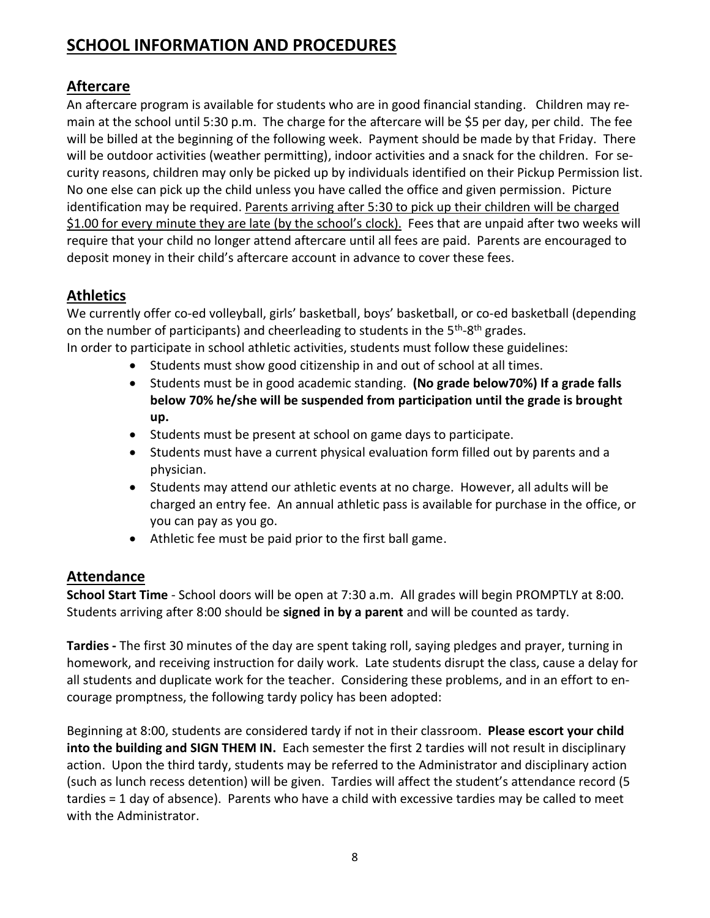# SCHOOL INFORMATION AND PROCEDURES

## Aftercare

An aftercare program is available for students who are in good financial standing. Children may remain at the school until 5:30 p.m. The charge for the aftercare will be $5 per day, per child. The fee will be billed at the beginning of the following week. Payment should be made by that Friday. There will be outdoor activities (weather permitting), indoor activities and a snack for the children. For security reasons, children may only be picked up by individuals identified on their Pickup Permission list. No one else can pick up the child unless you have called the office and given permission. Picture identification may be required. <u>Parents arriving after 5:30 to pick up their children will be charged $1.00 for every minute they are late (by the school's clock).</u> Fees that are unpaid after two weeks will require that your child no longer attend aftercare until all fees are paid. Parents are encouraged to deposit money in their child's aftercare account in advance to cover these fees.

## Athletics

We currently offer co-ed volleyball, girls' basketball, boys' basketball, or co-ed basketball (depending on the number of participants) and cheerleading to students in the 5th-8th grades.
In order to participate in school athletic activities, students must follow these guidelines:

- Students must show good citizenship in and out of school at all times.
- Students must be in good academic standing. **(No grade below70%) If a grade falls below 70% he/she will be suspended from participation until the grade is brought up.**
- Students must be present at school on game days to participate.
- Students must have a current physical evaluation form filled out by parents and a physician.
- Students may attend our athletic events at no charge. However, all adults will be charged an entry fee. An annual athletic pass is available for purchase in the office, or you can pay as you go.
- Athletic fee must be paid prior to the first ball game.

## Attendance

**School Start Time** - School doors will be open at 7:30 a.m. All grades will begin PROMPTLY at 8:00. Students arriving after 8:00 should be **signed in by a parent** and will be counted as tardy.

**Tardies -** The first 30 minutes of the day are spent taking roll, saying pledges and prayer, turning in homework, and receiving instruction for daily work. Late students disrupt the class, cause a delay for all students and duplicate work for the teacher. Considering these problems, and in an effort to encourage promptness, the following tardy policy has been adopted:

Beginning at 8:00, students are considered tardy if not in their classroom. **Please escort your child into the building and SIGN THEM IN.** Each semester the first 2 tardies will not result in disciplinary action. Upon the third tardy, students may be referred to the Administrator and disciplinary action (such as lunch recess detention) will be given. Tardies will affect the student's attendance record (5 tardies = 1 day of absence). Parents who have a child with excessive tardies may be called to meet with the Administrator.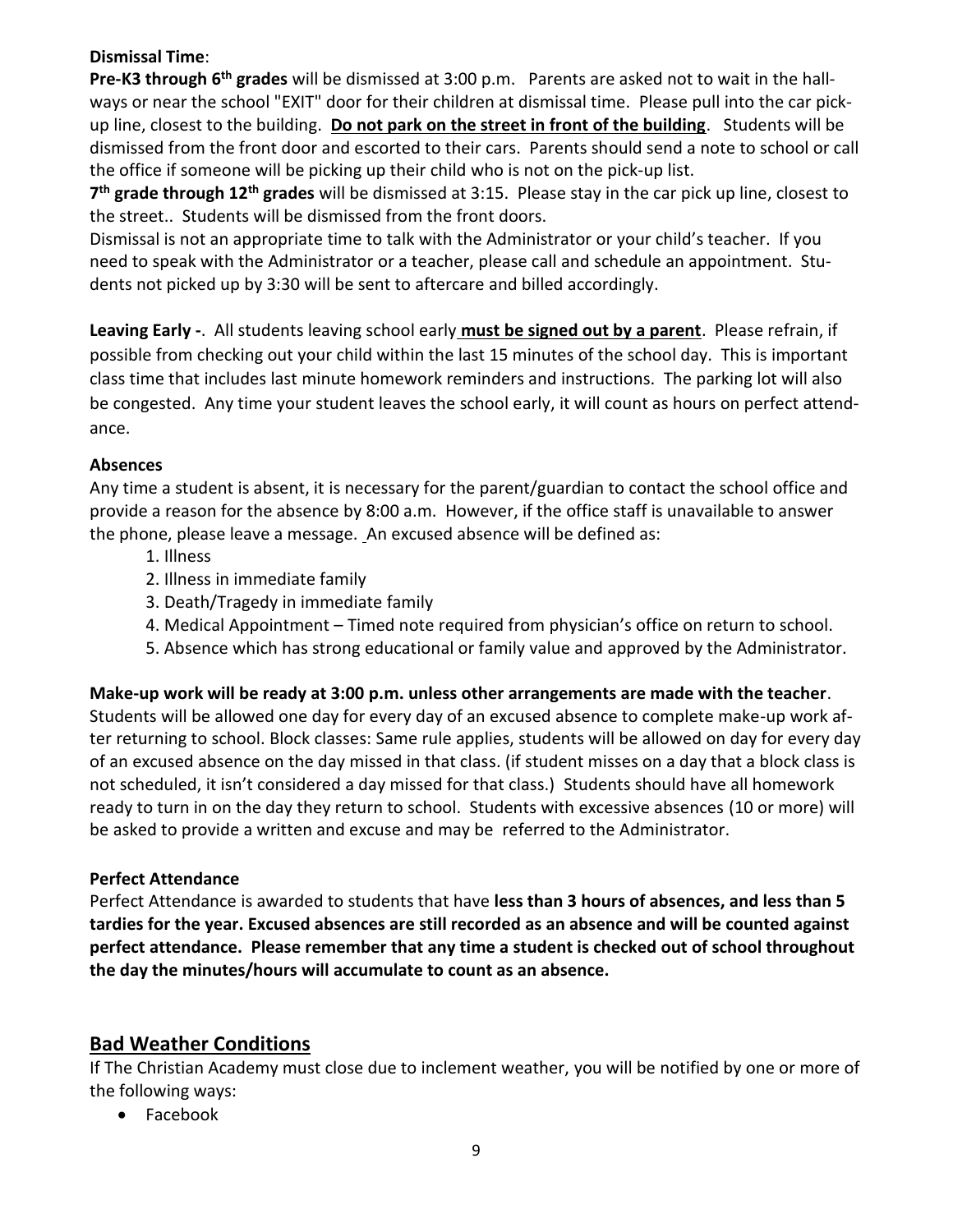**Dismissal Time**:

**Pre-K3 through 6th grades** will be dismissed at 3:00 p.m. Parents are asked not to wait in the hallways or near the school "EXIT" door for their children at dismissal time. Please pull into the car pick-up line, closest to the building. **Do not park on the street in front of the building**. Students will be dismissed from the front door and escorted to their cars. Parents should send a note to school or call the office if someone will be picking up their child who is not on the pick-up list.

**7th grade through 12th grades** will be dismissed at 3:15. Please stay in the car pick up line, closest to the street.. Students will be dismissed from the front doors.

Dismissal is not an appropriate time to talk with the Administrator or your child's teacher. If you need to speak with the Administrator or a teacher, please call and schedule an appointment. Students not picked up by 3:30 will be sent to aftercare and billed accordingly.

**Leaving Early -**. All students leaving school early **must be signed out by a parent**. Please refrain, if possible from checking out your child within the last 15 minutes of the school day. This is important class time that includes last minute homework reminders and instructions. The parking lot will also be congested. Any time your student leaves the school early, it will count as hours on perfect attendance.

**Absences**

Any time a student is absent, it is necessary for the parent/guardian to contact the school office and provide a reason for the absence by 8:00 a.m. However, if the office staff is unavailable to answer the phone, please leave a message. An excused absence will be defined as:

1. Illness
2. Illness in immediate family
3. Death/Tragedy in immediate family
4. Medical Appointment – Timed note required from physician's office on return to school.
5. Absence which has strong educational or family value and approved by the Administrator.

**Make-up work will be ready at 3:00 p.m. unless other arrangements are made with the teacher**. Students will be allowed one day for every day of an excused absence to complete make-up work after returning to school. Block classes: Same rule applies, students will be allowed on day for every day of an excused absence on the day missed in that class. (if student misses on a day that a block class is not scheduled, it isn't considered a day missed for that class.) Students should have all homework ready to turn in on the day they return to school. Students with excessive absences (10 or more) will be asked to provide a written and excuse and may be referred to the Administrator.

**Perfect Attendance**

Perfect Attendance is awarded to students that have **less than 3 hours of absences, and less than 5 tardies for the year. Excused absences are still recorded as an absence and will be counted against perfect attendance. Please remember that any time a student is checked out of school throughout the day the minutes/hours will accumulate to count as an absence.**

## Bad Weather Conditions

If The Christian Academy must close due to inclement weather, you will be notified by one or more of the following ways:

- Facebook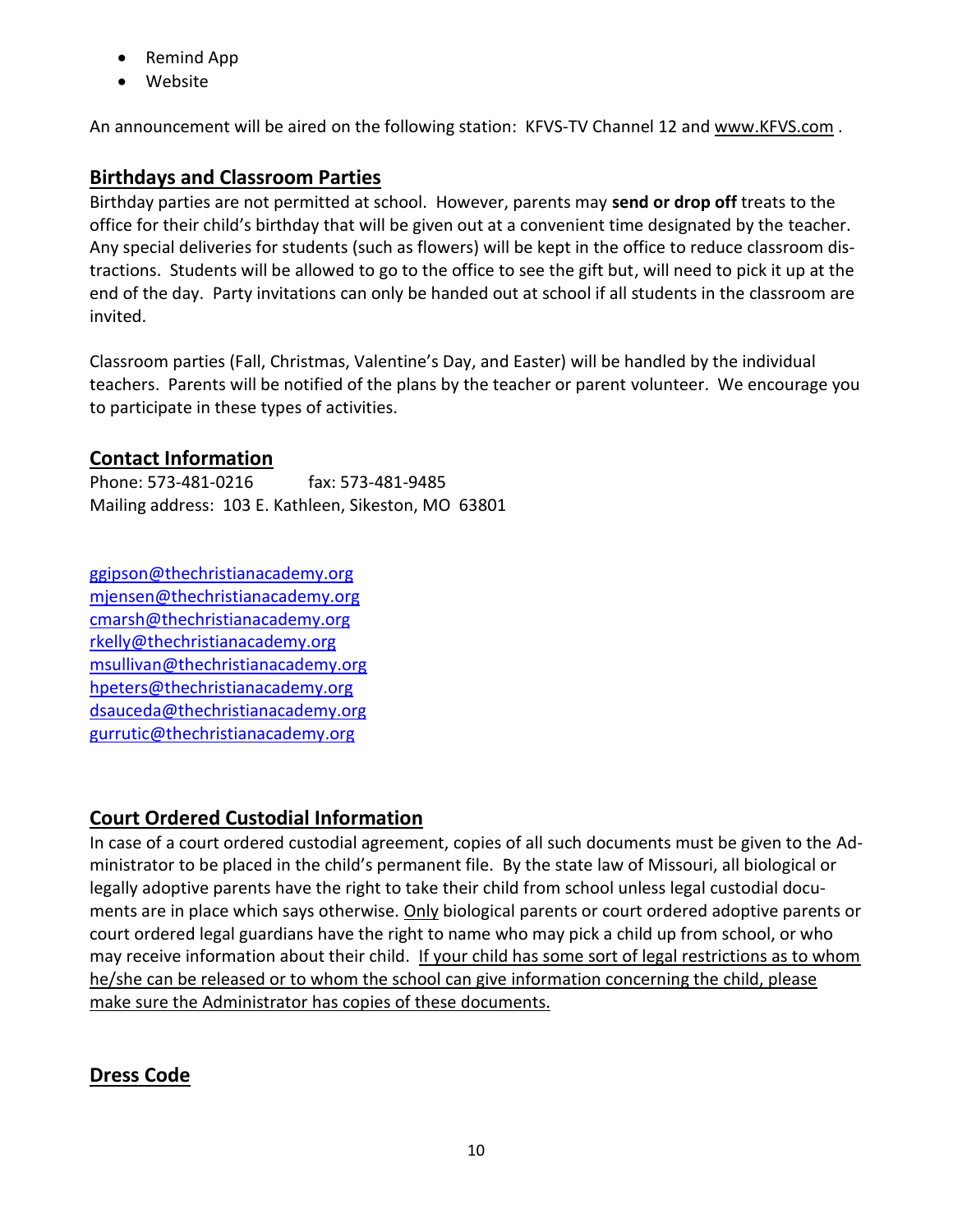- Remind App
- Website

An announcement will be aired on the following station: KFVS-TV Channel 12 and www.KFVS.com .

## Birthdays and Classroom Parties

Birthday parties are not permitted at school. However, parents may **send or drop off** treats to the office for their child's birthday that will be given out at a convenient time designated by the teacher. Any special deliveries for students (such as flowers) will be kept in the office to reduce classroom distractions. Students will be allowed to go to the office to see the gift but, will need to pick it up at the end of the day. Party invitations can only be handed out at school if all students in the classroom are invited.

Classroom parties (Fall, Christmas, Valentine's Day, and Easter) will be handled by the individual teachers. Parents will be notified of the plans by the teacher or parent volunteer. We encourage you to participate in these types of activities.

## Contact Information

Phone: 573-481-0216 fax: 573-481-9485
Mailing address: 103 E. Kathleen, Sikeston, MO 63801

ggipson@thechristianacademy.org
mjensen@thechristianacademy.org
cmarsh@thechristianacademy.org
rkelly@thechristianacademy.org
msullivan@thechristianacademy.org
hpeters@thechristianacademy.org
dsauceda@thechristianacademy.org
gurrutic@thechristianacademy.org

## Court Ordered Custodial Information

In case of a court ordered custodial agreement, copies of all such documents must be given to the Administrator to be placed in the child's permanent file. By the state law of Missouri, all biological or legally adoptive parents have the right to take their child from school unless legal custodial documents are in place which says otherwise. Only biological parents or court ordered adoptive parents or court ordered legal guardians have the right to name who may pick a child up from school, or who may receive information about their child. If your child has some sort of legal restrictions as to whom he/she can be released or to whom the school can give information concerning the child, please make sure the Administrator has copies of these documents.

## Dress Code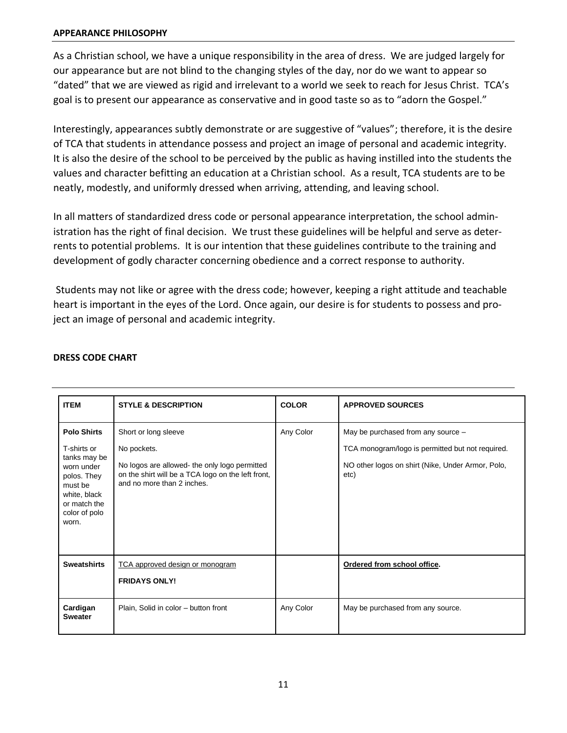## APPEARANCE PHILOSOPHY

As a Christian school, we have a unique responsibility in the area of dress. We are judged largely for our appearance but are not blind to the changing styles of the day, nor do we want to appear so "dated" that we are viewed as rigid and irrelevant to a world we seek to reach for Jesus Christ. TCA's goal is to present our appearance as conservative and in good taste so as to "adorn the Gospel."

Interestingly, appearances subtly demonstrate or are suggestive of "values"; therefore, it is the desire of TCA that students in attendance possess and project an image of personal and academic integrity. It is also the desire of the school to be perceived by the public as having instilled into the students the values and character befitting an education at a Christian school. As a result, TCA students are to be neatly, modestly, and uniformly dressed when arriving, attending, and leaving school.

In all matters of standardized dress code or personal appearance interpretation, the school administration has the right of final decision. We trust these guidelines will be helpful and serve as deterrents to potential problems. It is our intention that these guidelines contribute to the training and development of godly character concerning obedience and a correct response to authority.

Students may not like or agree with the dress code; however, keeping a right attitude and teachable heart is important in the eyes of the Lord. Once again, our desire is for students to possess and project an image of personal and academic integrity.

## DRESS CODE CHART

| ITEM | STYLE & DESCRIPTION | COLOR | APPROVED SOURCES |
|---|---|---|---|
| **Polo Shirts**<br>T-shirts or tanks may be worn under polos. They must be white, black or match the color of polo worn. | Short or long sleeve<br>No pockets.<br>No logos are allowed- the only logo permitted on the shirt will be a TCA logo on the left front, and no more than 2 inches. | Any Color | May be purchased from any source –<br>TCA monogram/logo is permitted but not required.<br>NO other logos on shirt (Nike, Under Armor, Polo, etc) |
| **Sweatshirts** | TCA approved design or monogram<br>**FRIDAYS ONLY!** | | **Ordered from school office.** |
| **Cardigan Sweater** | Plain, Solid in color – button front | Any Color | May be purchased from any source. |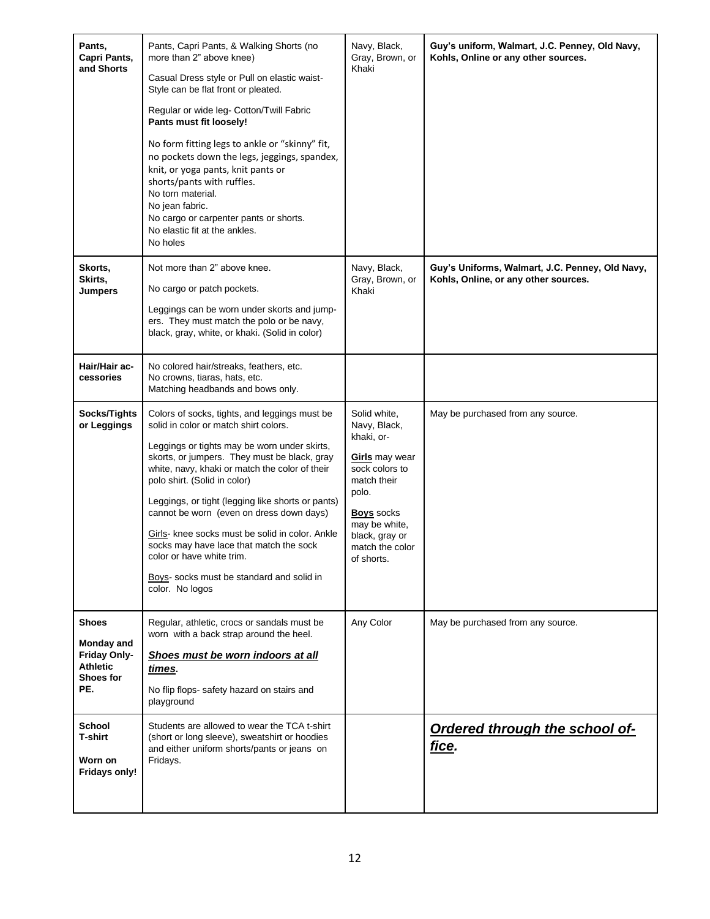| **Pants, Capri Pants, and Shorts** | Pants, Capri Pants, & Walking Shorts (no more than 2" above knee)<br><br>Casual Dress style or Pull on elastic waist-Style can be flat front or pleated.<br><br>Regular or wide leg- Cotton/Twill Fabric<br>**Pants must fit loosely!**<br><br>No form fitting legs to ankle or "skinny" fit, no pockets down the legs, jeggings, spandex, knit, or yoga pants, knit pants or shorts/pants with ruffles.<br>No torn material.<br>No jean fabric.<br>No cargo or carpenter pants or shorts.<br>No elastic fit at the ankles.<br>No holes | Navy, Black, Gray, Brown, or Khaki | **Guy's uniform, Walmart, J.C. Penney, Old Navy, Kohls, Online or any other sources.** |
|---|---|---|---|
| **Skorts, Skirts, Jumpers** | Not more than 2" above knee.<br><br>No cargo or patch pockets.<br><br>Leggings can be worn under skorts and jumpers. They must match the polo or be navy, black, gray, white, or khaki. (Solid in color) | Navy, Black, Gray, Brown, or Khaki | **Guy's Uniforms, Walmart, J.C. Penney, Old Navy, Kohls, Online, or any other sources.** |
| **Hair/Hair accessories** | No colored hair/streaks, feathers, etc.<br>No crowns, tiaras, hats, etc.<br>Matching headbands and bows only. | | |
| **Socks/Tights or Leggings** | Colors of socks, tights, and leggings must be solid in color or match shirt colors.<br><br>Leggings or tights may be worn under skirts, skorts, or jumpers. They must be black, gray white, navy, khaki or match the color of their polo shirt. (Solid in color)<br><br>Leggings, or tight (legging like shorts or pants) cannot be worn (even on dress down days)<br><br>Girls- knee socks must be solid in color. Ankle socks may have lace that match the sock color or have white trim.<br><br>Boys- socks must be standard and solid in color. No logos | Solid white, Navy, Black, khaki, or-<br><br>**Girls** may wear sock colors to match their polo.<br><br>**Boys** socks may be white, black, gray or match the color of shorts. | May be purchased from any source. |
| **Shoes**<br><br>**Monday and Friday Only-Athletic Shoes for PE.** | Regular, athletic, crocs or sandals must be worn with a back strap around the heel.<br><br>***Shoes must be worn indoors at all times.***<br><br>No flip flops- safety hazard on stairs and playground | Any Color | May be purchased from any source. |
| **School T-shirt**<br><br>**Worn on Fridays only!** | Students are allowed to wear the TCA t-shirt (short or long sleeve), sweatshirt or hoodies and either uniform shorts/pants or jeans on Fridays. | | ***Ordered through the school office.*** |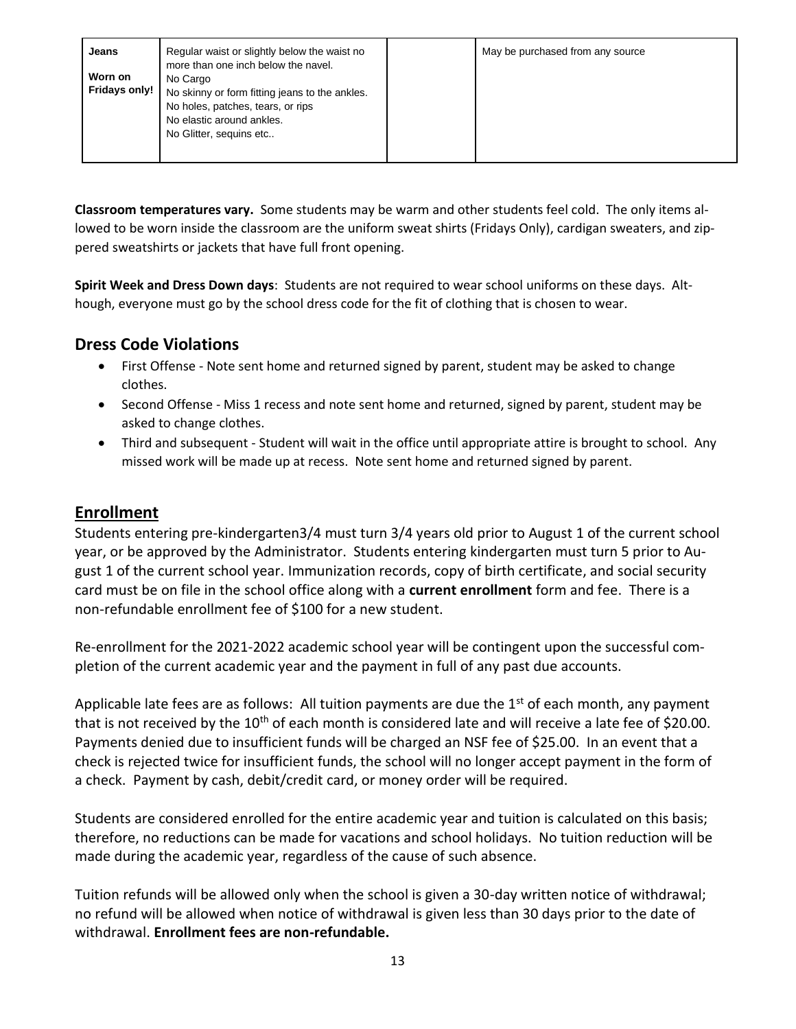| Jeans<br><br>Worn on Fridays only! | Regular waist or slightly below the waist no more than one inch below the navel.<br>No Cargo<br>No skinny or form fitting jeans to the ankles.<br>No holes, patches, tears, or rips<br>No elastic around ankles.<br>No Glitter, sequins etc.. | | May be purchased from any source |
|---|---|---|---|

**Classroom temperatures vary.** Some students may be warm and other students feel cold. The only items allowed to be worn inside the classroom are the uniform sweat shirts (Fridays Only), cardigan sweaters, and zippered sweatshirts or jackets that have full front opening.

**Spirit Week and Dress Down days**: Students are not required to wear school uniforms on these days. Although, everyone must go by the school dress code for the fit of clothing that is chosen to wear.

## Dress Code Violations

- First Offense - Note sent home and returned signed by parent, student may be asked to change clothes.
- Second Offense - Miss 1 recess and note sent home and returned, signed by parent, student may be asked to change clothes.
- Third and subsequent - Student will wait in the office until appropriate attire is brought to school. Any missed work will be made up at recess. Note sent home and returned signed by parent.

## Enrollment

Students entering pre-kindergarten3/4 must turn 3/4 years old prior to August 1 of the current school year, or be approved by the Administrator. Students entering kindergarten must turn 5 prior to August 1 of the current school year. Immunization records, copy of birth certificate, and social security card must be on file in the school office along with a **current enrollment** form and fee. There is a non-refundable enrollment fee of $100 for a new student.

Re-enrollment for the 2021-2022 academic school year will be contingent upon the successful completion of the current academic year and the payment in full of any past due accounts.

Applicable late fees are as follows: All tuition payments are due the 1st of each month, any payment that is not received by the 10th of each month is considered late and will receive a late fee of $20.00. Payments denied due to insufficient funds will be charged an NSF fee of $25.00. In an event that a check is rejected twice for insufficient funds, the school will no longer accept payment in the form of a check. Payment by cash, debit/credit card, or money order will be required.

Students are considered enrolled for the entire academic year and tuition is calculated on this basis; therefore, no reductions can be made for vacations and school holidays. No tuition reduction will be made during the academic year, regardless of the cause of such absence.

Tuition refunds will be allowed only when the school is given a 30-day written notice of withdrawal; no refund will be allowed when notice of withdrawal is given less than 30 days prior to the date of withdrawal. **Enrollment fees are non-refundable.**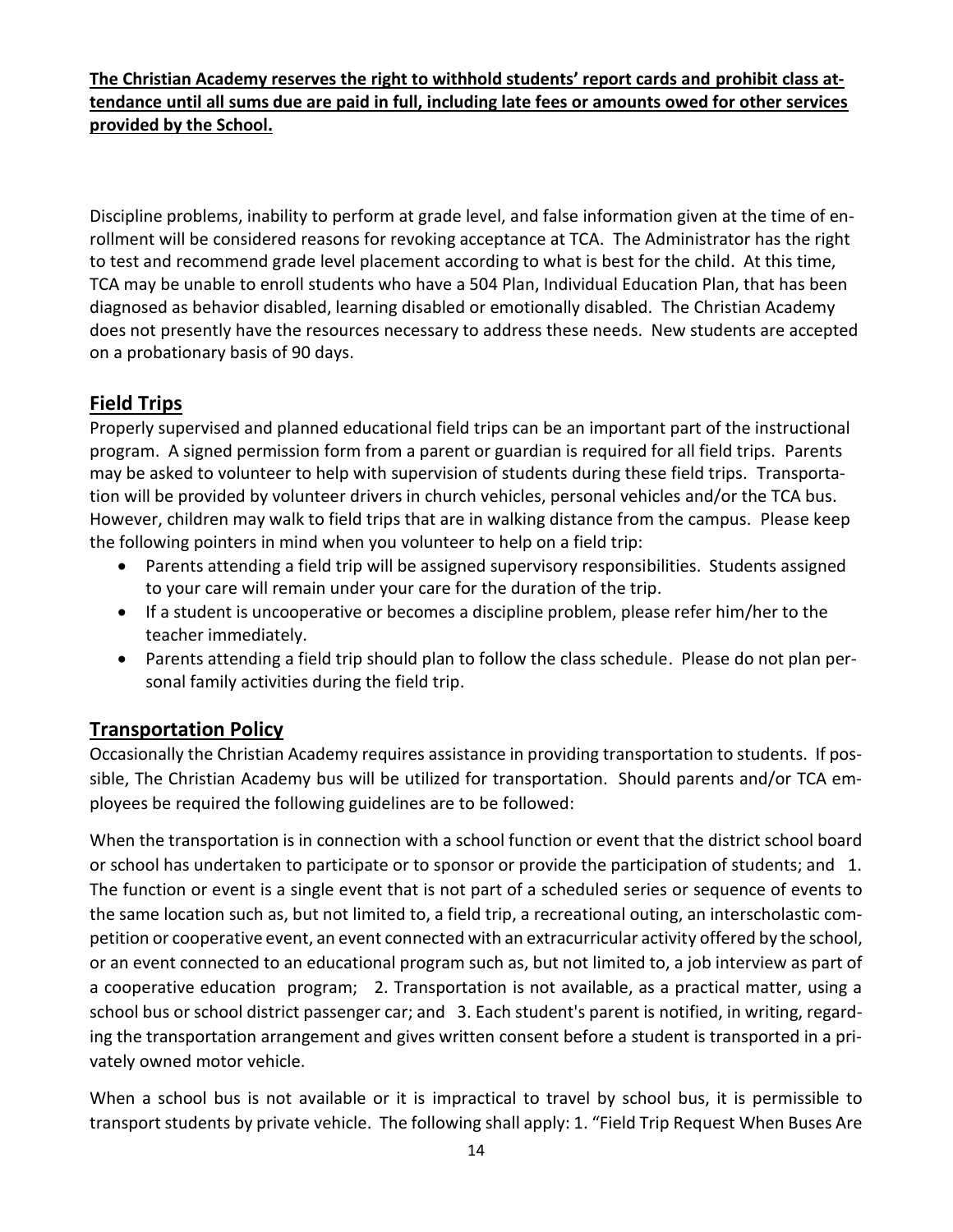**The Christian Academy reserves the right to withhold students' report cards and prohibit class attendance until all sums due are paid in full, including late fees or amounts owed for other services provided by the School.**

Discipline problems, inability to perform at grade level, and false information given at the time of enrollment will be considered reasons for revoking acceptance at TCA. The Administrator has the right to test and recommend grade level placement according to what is best for the child. At this time, TCA may be unable to enroll students who have a 504 Plan, Individual Education Plan, that has been diagnosed as behavior disabled, learning disabled or emotionally disabled. The Christian Academy does not presently have the resources necessary to address these needs. New students are accepted on a probationary basis of 90 days.

## Field Trips

Properly supervised and planned educational field trips can be an important part of the instructional program. A signed permission form from a parent or guardian is required for all field trips. Parents may be asked to volunteer to help with supervision of students during these field trips. Transportation will be provided by volunteer drivers in church vehicles, personal vehicles and/or the TCA bus. However, children may walk to field trips that are in walking distance from the campus. Please keep the following pointers in mind when you volunteer to help on a field trip:

- Parents attending a field trip will be assigned supervisory responsibilities. Students assigned to your care will remain under your care for the duration of the trip.
- If a student is uncooperative or becomes a discipline problem, please refer him/her to the teacher immediately.
- Parents attending a field trip should plan to follow the class schedule. Please do not plan personal family activities during the field trip.

## Transportation Policy

Occasionally the Christian Academy requires assistance in providing transportation to students. If possible, The Christian Academy bus will be utilized for transportation. Should parents and/or TCA employees be required the following guidelines are to be followed:

When the transportation is in connection with a school function or event that the district school board or school has undertaken to participate or to sponsor or provide the participation of students; and 1. The function or event is a single event that is not part of a scheduled series or sequence of events to the same location such as, but not limited to, a field trip, a recreational outing, an interscholastic competition or cooperative event, an event connected with an extracurricular activity offered by the school, or an event connected to an educational program such as, but not limited to, a job interview as part of a cooperative education program; 2. Transportation is not available, as a practical matter, using a school bus or school district passenger car; and 3. Each student's parent is notified, in writing, regarding the transportation arrangement and gives written consent before a student is transported in a privately owned motor vehicle.

When a school bus is not available or it is impractical to travel by school bus, it is permissible to transport students by private vehicle. The following shall apply: 1. "Field Trip Request When Buses Are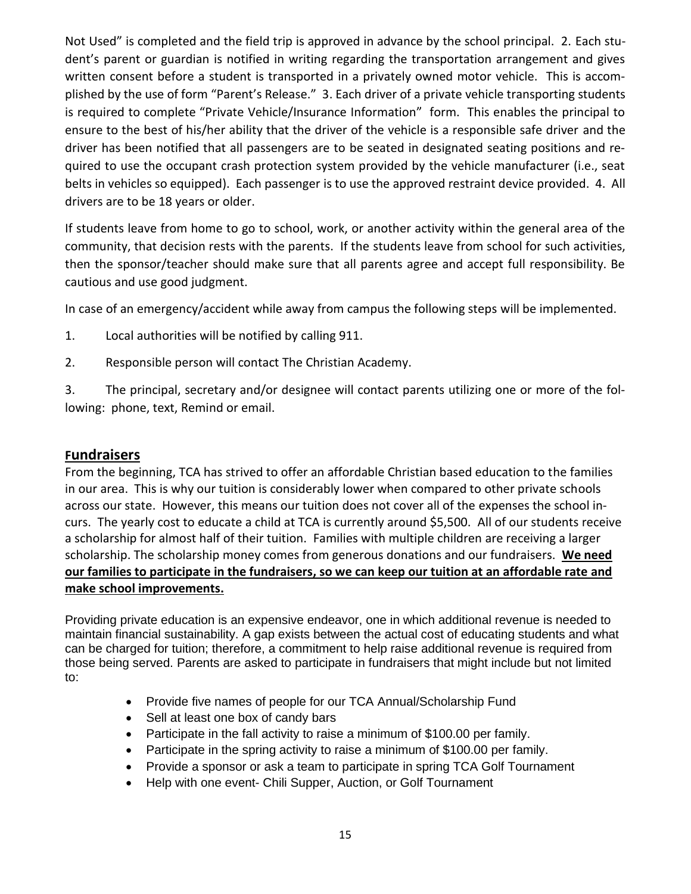Not Used" is completed and the field trip is approved in advance by the school principal. 2. Each student's parent or guardian is notified in writing regarding the transportation arrangement and gives written consent before a student is transported in a privately owned motor vehicle. This is accomplished by the use of form "Parent's Release." 3. Each driver of a private vehicle transporting students is required to complete "Private Vehicle/Insurance Information" form. This enables the principal to ensure to the best of his/her ability that the driver of the vehicle is a responsible safe driver and the driver has been notified that all passengers are to be seated in designated seating positions and required to use the occupant crash protection system provided by the vehicle manufacturer (i.e., seat belts in vehicles so equipped). Each passenger is to use the approved restraint device provided. 4. All drivers are to be 18 years or older.

If students leave from home to go to school, work, or another activity within the general area of the community, that decision rests with the parents. If the students leave from school for such activities, then the sponsor/teacher should make sure that all parents agree and accept full responsibility. Be cautious and use good judgment.

In case of an emergency/accident while away from campus the following steps will be implemented.

1. Local authorities will be notified by calling 911.
2. Responsible person will contact The Christian Academy.
3. The principal, secretary and/or designee will contact parents utilizing one or more of the following: phone, text, Remind or email.

## Fundraisers

From the beginning, TCA has strived to offer an affordable Christian based education to the families in our area. This is why our tuition is considerably lower when compared to other private schools across our state. However, this means our tuition does not cover all of the expenses the school incurs. The yearly cost to educate a child at TCA is currently around $5,500. All of our students receive a scholarship for almost half of their tuition. Families with multiple children are receiving a larger scholarship. The scholarship money comes from generous donations and our fundraisers. **We need our families to participate in the fundraisers, so we can keep our tuition at an affordable rate and make school improvements.**

Providing private education is an expensive endeavor, one in which additional revenue is needed to maintain financial sustainability. A gap exists between the actual cost of educating students and what can be charged for tuition; therefore, a commitment to help raise additional revenue is required from those being served. Parents are asked to participate in fundraisers that might include but not limited to:

- Provide five names of people for our TCA Annual/Scholarship Fund
- Sell at least one box of candy bars
- Participate in the fall activity to raise a minimum of $100.00 per family.
- Participate in the spring activity to raise a minimum of $100.00 per family.
- Provide a sponsor or ask a team to participate in spring TCA Golf Tournament
- Help with one event- Chili Supper, Auction, or Golf Tournament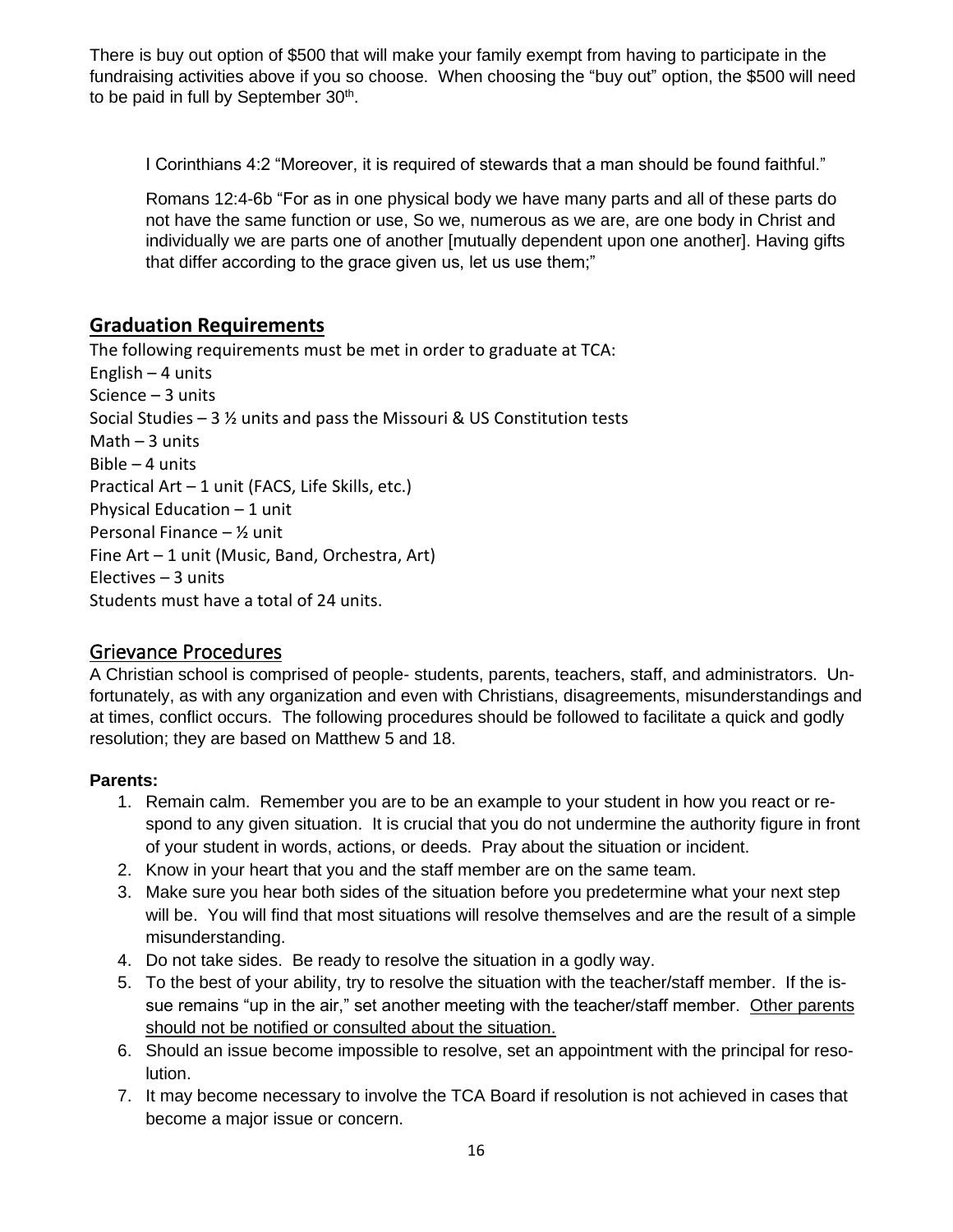There is buy out option of $500 that will make your family exempt from having to participate in the fundraising activities above if you so choose. When choosing the "buy out" option, the $500 will need to be paid in full by September 30th.

> I Corinthians 4:2 "Moreover, it is required of stewards that a man should be found faithful."
>
> Romans 12:4-6b "For as in one physical body we have many parts and all of these parts do not have the same function or use, So we, numerous as we are, are one body in Christ and individually we are parts one of another [mutually dependent upon one another]. Having gifts that differ according to the grace given us, let us use them;"

## Graduation Requirements

The following requirements must be met in order to graduate at TCA:
English – 4 units
Science – 3 units
Social Studies – 3 ½ units and pass the Missouri & US Constitution tests
Math – 3 units
Bible – 4 units
Practical Art – 1 unit (FACS, Life Skills, etc.)
Physical Education – 1 unit
Personal Finance – ½ unit
Fine Art – 1 unit (Music, Band, Orchestra, Art)
Electives – 3 units
Students must have a total of 24 units.

## Grievance Procedures

A Christian school is comprised of people- students, parents, teachers, staff, and administrators. Unfortunately, as with any organization and even with Christians, disagreements, misunderstandings and at times, conflict occurs. The following procedures should be followed to facilitate a quick and godly resolution; they are based on Matthew 5 and 18.

**Parents:**

1. Remain calm. Remember you are to be an example to your student in how you react or respond to any given situation. It is crucial that you do not undermine the authority figure in front of your student in words, actions, or deeds. Pray about the situation or incident.
2. Know in your heart that you and the staff member are on the same team.
3. Make sure you hear both sides of the situation before you predetermine what your next step will be. You will find that most situations will resolve themselves and are the result of a simple misunderstanding.
4. Do not take sides. Be ready to resolve the situation in a godly way.
5. To the best of your ability, try to resolve the situation with the teacher/staff member. If the issue remains "up in the air," set another meeting with the teacher/staff member. Other parents should not be notified or consulted about the situation.
6. Should an issue become impossible to resolve, set an appointment with the principal for resolution.
7. It may become necessary to involve the TCA Board if resolution is not achieved in cases that become a major issue or concern.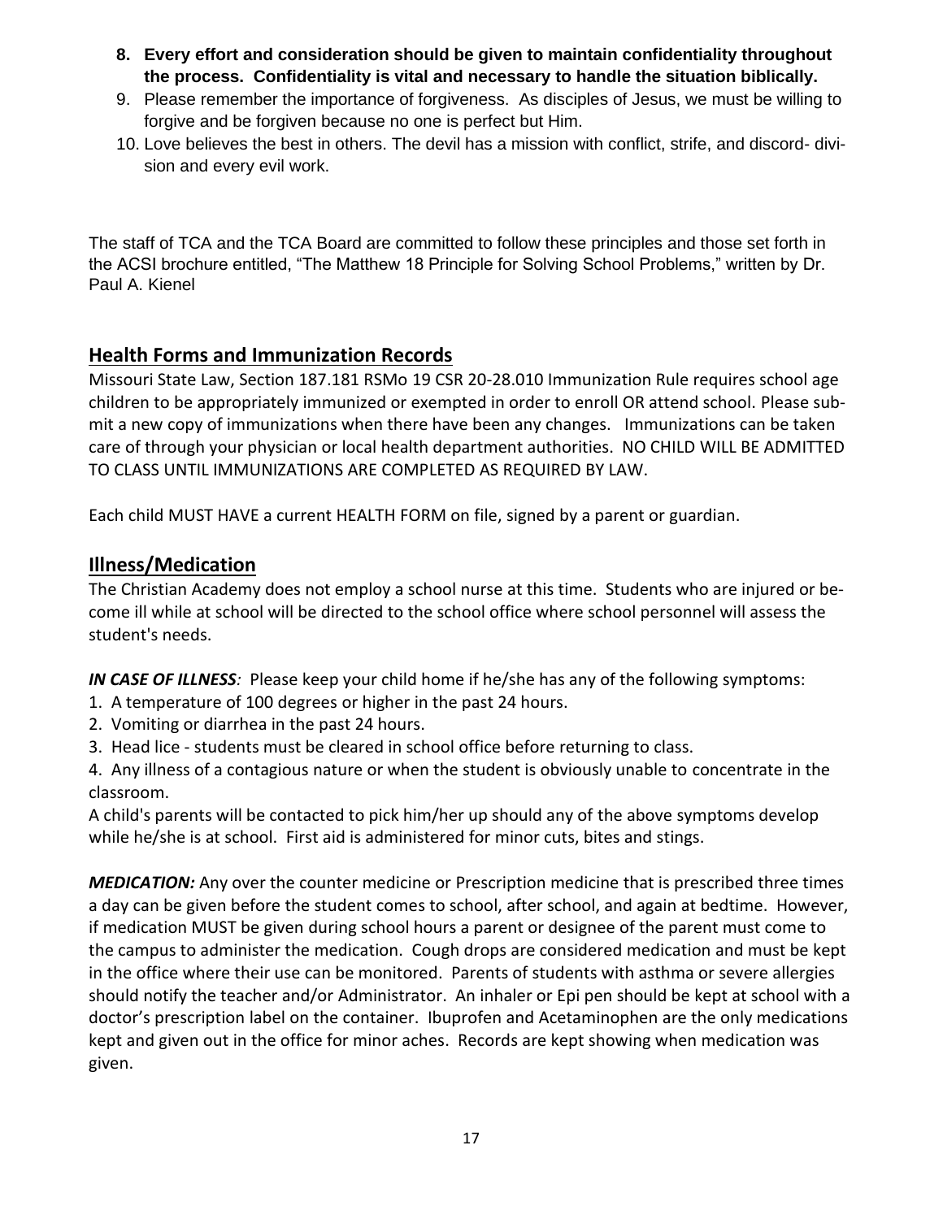8. **Every effort and consideration should be given to maintain confidentiality throughout the process. Confidentiality is vital and necessary to handle the situation biblically.**
9. Please remember the importance of forgiveness. As disciples of Jesus, we must be willing to forgive and be forgiven because no one is perfect but Him.
10. Love believes the best in others. The devil has a mission with conflict, strife, and discord- division and every evil work.

The staff of TCA and the TCA Board are committed to follow these principles and those set forth in the ACSI brochure entitled, "The Matthew 18 Principle for Solving School Problems," written by Dr. Paul A. Kienel

## Health Forms and Immunization Records

Missouri State Law, Section 187.181 RSMo 19 CSR 20-28.010 Immunization Rule requires school age children to be appropriately immunized or exempted in order to enroll OR attend school. Please submit a new copy of immunizations when there have been any changes. Immunizations can be taken care of through your physician or local health department authorities. NO CHILD WILL BE ADMITTED TO CLASS UNTIL IMMUNIZATIONS ARE COMPLETED AS REQUIRED BY LAW.

Each child MUST HAVE a current HEALTH FORM on file, signed by a parent or guardian.

## Illness/Medication

The Christian Academy does not employ a school nurse at this time. Students who are injured or become ill while at school will be directed to the school office where school personnel will assess the student's needs.

***IN CASE OF ILLNESS**:* Please keep your child home if he/she has any of the following symptoms:

1. A temperature of 100 degrees or higher in the past 24 hours.
2. Vomiting or diarrhea in the past 24 hours.
3. Head lice - students must be cleared in school office before returning to class.
4. Any illness of a contagious nature or when the student is obviously unable to concentrate in the classroom.

A child's parents will be contacted to pick him/her up should any of the above symptoms develop while he/she is at school. First aid is administered for minor cuts, bites and stings.

***MEDICATION:*** Any over the counter medicine or Prescription medicine that is prescribed three times a day can be given before the student comes to school, after school, and again at bedtime. However, if medication MUST be given during school hours a parent or designee of the parent must come to the campus to administer the medication. Cough drops are considered medication and must be kept in the office where their use can be monitored. Parents of students with asthma or severe allergies should notify the teacher and/or Administrator. An inhaler or Epi pen should be kept at school with a doctor's prescription label on the container. Ibuprofen and Acetaminophen are the only medications kept and given out in the office for minor aches. Records are kept showing when medication was given.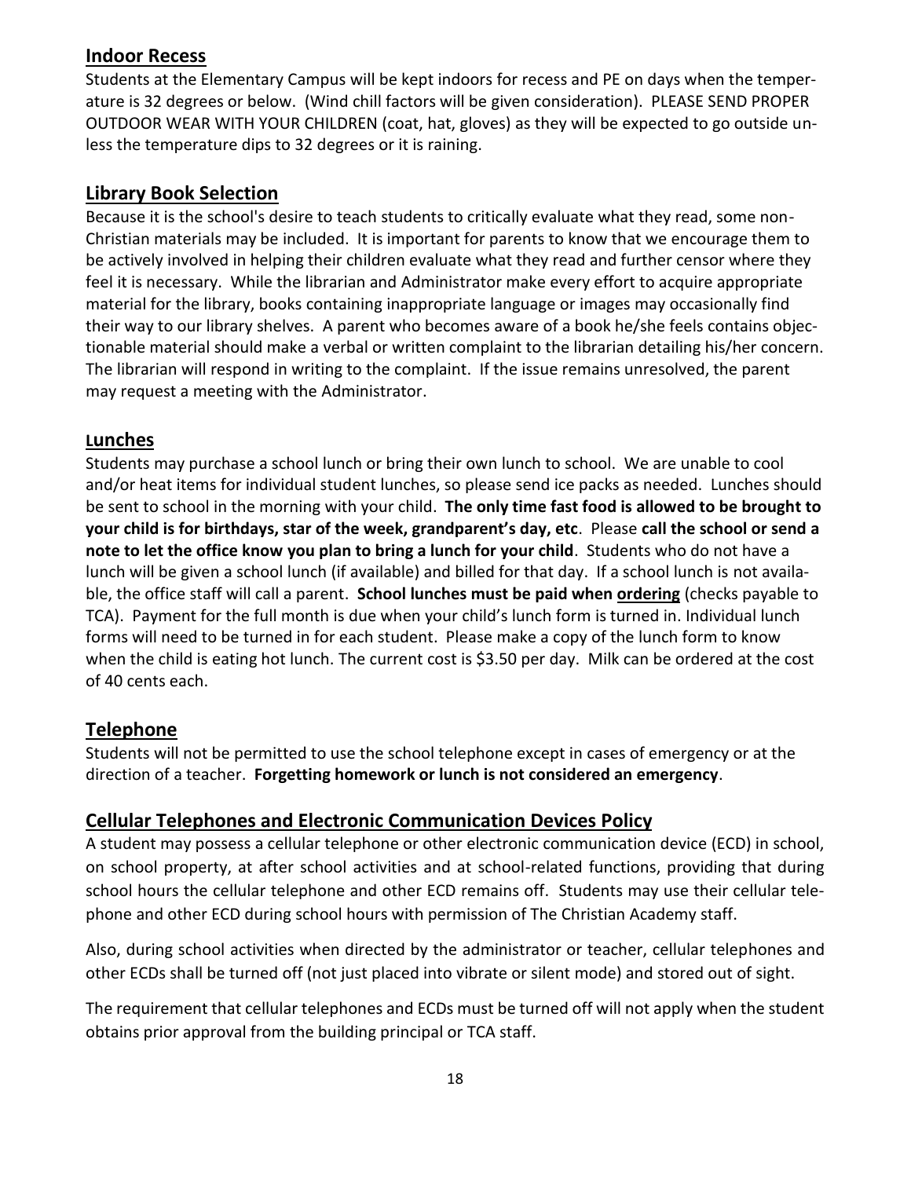## Indoor Recess

Students at the Elementary Campus will be kept indoors for recess and PE on days when the temperature is 32 degrees or below. (Wind chill factors will be given consideration). PLEASE SEND PROPER OUTDOOR WEAR WITH YOUR CHILDREN (coat, hat, gloves) as they will be expected to go outside unless the temperature dips to 32 degrees or it is raining.

## Library Book Selection

Because it is the school's desire to teach students to critically evaluate what they read, some non-Christian materials may be included. It is important for parents to know that we encourage them to be actively involved in helping their children evaluate what they read and further censor where they feel it is necessary. While the librarian and Administrator make every effort to acquire appropriate material for the library, books containing inappropriate language or images may occasionally find their way to our library shelves. A parent who becomes aware of a book he/she feels contains objectionable material should make a verbal or written complaint to the librarian detailing his/her concern. The librarian will respond in writing to the complaint. If the issue remains unresolved, the parent may request a meeting with the Administrator.

## Lunches

Students may purchase a school lunch or bring their own lunch to school. We are unable to cool and/or heat items for individual student lunches, so please send ice packs as needed. Lunches should be sent to school in the morning with your child. **The only time fast food is allowed to be brought to your child is for birthdays, star of the week, grandparent's day, etc**. Please **call the school or send a note to let the office know you plan to bring a lunch for your child**. Students who do not have a lunch will be given a school lunch (if available) and billed for that day. If a school lunch is not available, the office staff will call a parent. **School lunches must be paid when ordering** (checks payable to TCA). Payment for the full month is due when your child's lunch form is turned in. Individual lunch forms will need to be turned in for each student. Please make a copy of the lunch form to know when the child is eating hot lunch. The current cost is $3.50 per day. Milk can be ordered at the cost of 40 cents each.

## Telephone

Students will not be permitted to use the school telephone except in cases of emergency or at the direction of a teacher. **Forgetting homework or lunch is not considered an emergency**.

## Cellular Telephones and Electronic Communication Devices Policy

A student may possess a cellular telephone or other electronic communication device (ECD) in school, on school property, at after school activities and at school-related functions, providing that during school hours the cellular telephone and other ECD remains off. Students may use their cellular telephone and other ECD during school hours with permission of The Christian Academy staff.

Also, during school activities when directed by the administrator or teacher, cellular telephones and other ECDs shall be turned off (not just placed into vibrate or silent mode) and stored out of sight.

The requirement that cellular telephones and ECDs must be turned off will not apply when the student obtains prior approval from the building principal or TCA staff.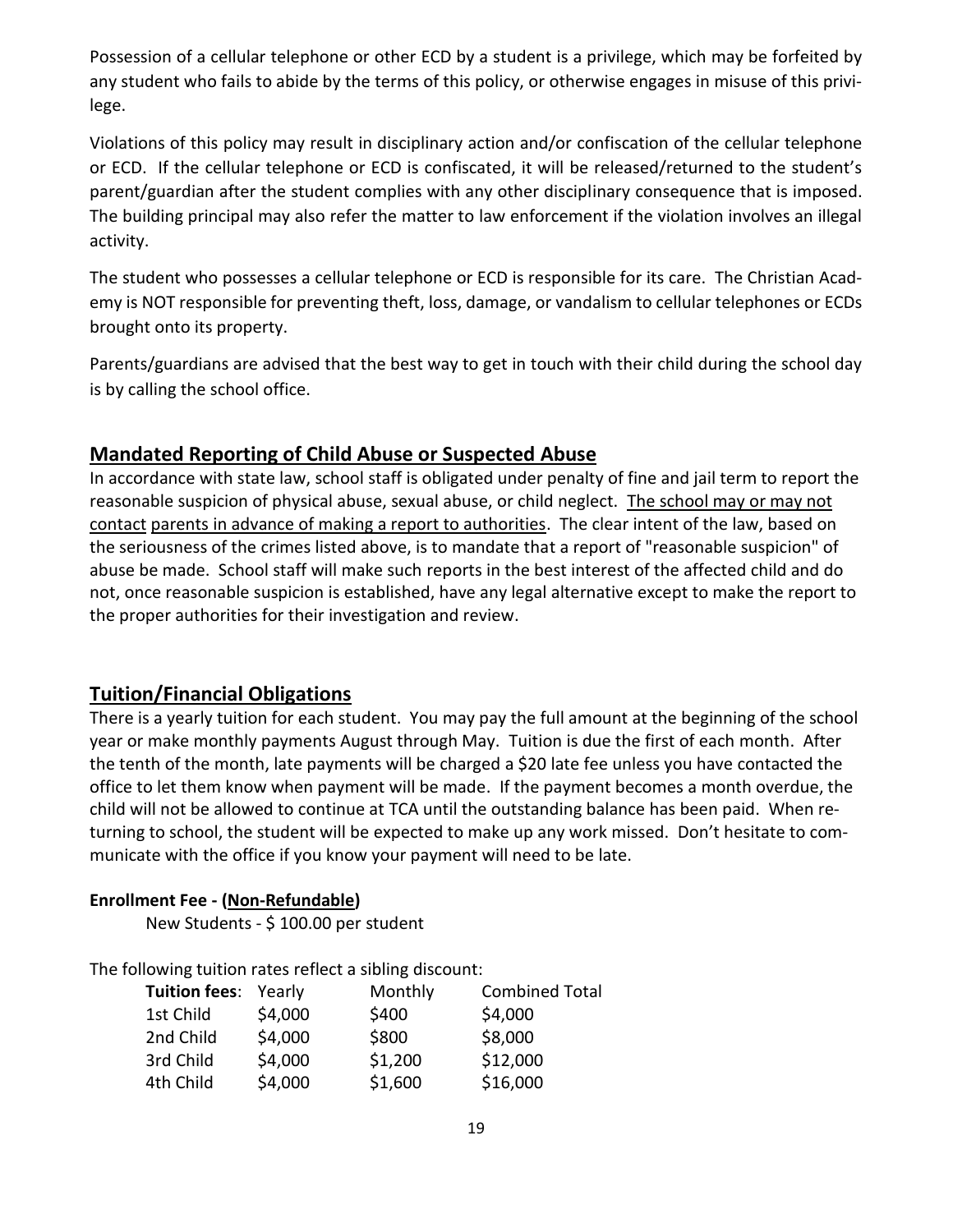Possession of a cellular telephone or other ECD by a student is a privilege, which may be forfeited by any student who fails to abide by the terms of this policy, or otherwise engages in misuse of this privilege.

Violations of this policy may result in disciplinary action and/or confiscation of the cellular telephone or ECD. If the cellular telephone or ECD is confiscated, it will be released/returned to the student's parent/guardian after the student complies with any other disciplinary consequence that is imposed. The building principal may also refer the matter to law enforcement if the violation involves an illegal activity.

The student who possesses a cellular telephone or ECD is responsible for its care. The Christian Academy is NOT responsible for preventing theft, loss, damage, or vandalism to cellular telephones or ECDs brought onto its property.

Parents/guardians are advised that the best way to get in touch with their child during the school day is by calling the school office.

## Mandated Reporting of Child Abuse or Suspected Abuse

In accordance with state law, school staff is obligated under penalty of fine and jail term to report the reasonable suspicion of physical abuse, sexual abuse, or child neglect. The school may or may not contact parents in advance of making a report to authorities. The clear intent of the law, based on the seriousness of the crimes listed above, is to mandate that a report of "reasonable suspicion" of abuse be made. School staff will make such reports in the best interest of the affected child and do not, once reasonable suspicion is established, have any legal alternative except to make the report to the proper authorities for their investigation and review.

## Tuition/Financial Obligations

There is a yearly tuition for each student. You may pay the full amount at the beginning of the school year or make monthly payments August through May. Tuition is due the first of each month. After the tenth of the month, late payments will be charged a $20 late fee unless you have contacted the office to let them know when payment will be made. If the payment becomes a month overdue, the child will not be allowed to continue at TCA until the outstanding balance has been paid. When returning to school, the student will be expected to make up any work missed. Don't hesitate to communicate with the office if you know your payment will need to be late.

**Enrollment Fee - (Non-Refundable)**

New Students - $ 100.00 per student

The following tuition rates reflect a sibling discount:

| **Tuition fees**: | Yearly | Monthly | Combined Total |
|---|---|---|---|
| 1st Child | $4,000 | $400 | $4,000 |
| 2nd Child | $4,000 | $800 | $8,000 |
| 3rd Child | $4,000 | $1,200 | $12,000 |
| 4th Child | $4,000 | $1,600 | $16,000 |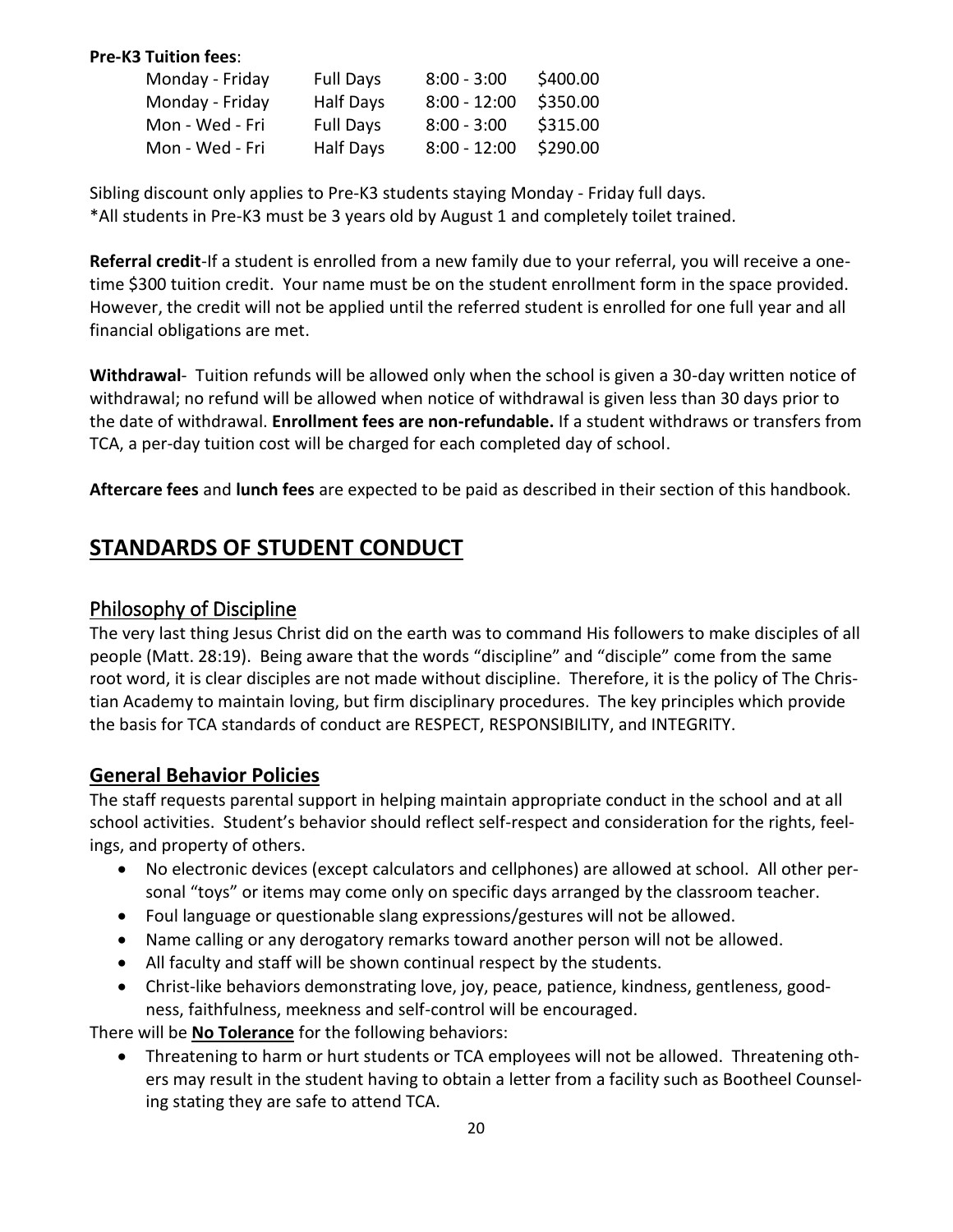**Pre-K3 Tuition fees**:

| Days | Length | Hours | Tuition |
|---|---|---|---|
| Monday - Friday | Full Days | 8:00 - 3:00 | $400.00 |
| Monday - Friday | Half Days | 8:00 - 12:00 | $350.00 |
| Mon - Wed - Fri | Full Days | 8:00 - 3:00 | $315.00 |
| Mon - Wed - Fri | Half Days | 8:00 - 12:00 | $290.00 |

Sibling discount only applies to Pre-K3 students staying Monday - Friday full days.
*All students in Pre-K3 must be 3 years old by August 1 and completely toilet trained.

**Referral credit**-If a student is enrolled from a new family due to your referral, you will receive a one-time $300 tuition credit. Your name must be on the student enrollment form in the space provided. However, the credit will not be applied until the referred student is enrolled for one full year and all financial obligations are met.

**Withdrawal**- Tuition refunds will be allowed only when the school is given a 30-day written notice of withdrawal; no refund will be allowed when notice of withdrawal is given less than 30 days prior to the date of withdrawal. **Enrollment fees are non-refundable.** If a student withdraws or transfers from TCA, a per-day tuition cost will be charged for each completed day of school.

**Aftercare fees** and **lunch fees** are expected to be paid as described in their section of this handbook.

# STANDARDS OF STUDENT CONDUCT

## Philosophy of Discipline

The very last thing Jesus Christ did on the earth was to command His followers to make disciples of all people (Matt. 28:19). Being aware that the words "discipline" and "disciple" come from the same root word, it is clear disciples are not made without discipline. Therefore, it is the policy of The Christian Academy to maintain loving, but firm disciplinary procedures. The key principles which provide the basis for TCA standards of conduct are RESPECT, RESPONSIBILITY, and INTEGRITY.

## General Behavior Policies

The staff requests parental support in helping maintain appropriate conduct in the school and at all school activities. Student's behavior should reflect self-respect and consideration for the rights, feelings, and property of others.

- No electronic devices (except calculators and cellphones) are allowed at school. All other personal "toys" or items may come only on specific days arranged by the classroom teacher.
- Foul language or questionable slang expressions/gestures will not be allowed.
- Name calling or any derogatory remarks toward another person will not be allowed.
- All faculty and staff will be shown continual respect by the students.
- Christ-like behaviors demonstrating love, joy, peace, patience, kindness, gentleness, goodness, faithfulness, meekness and self-control will be encouraged.

There will be **No Tolerance** for the following behaviors:

- Threatening to harm or hurt students or TCA employees will not be allowed. Threatening others may result in the student having to obtain a letter from a facility such as Bootheel Counseling stating they are safe to attend TCA.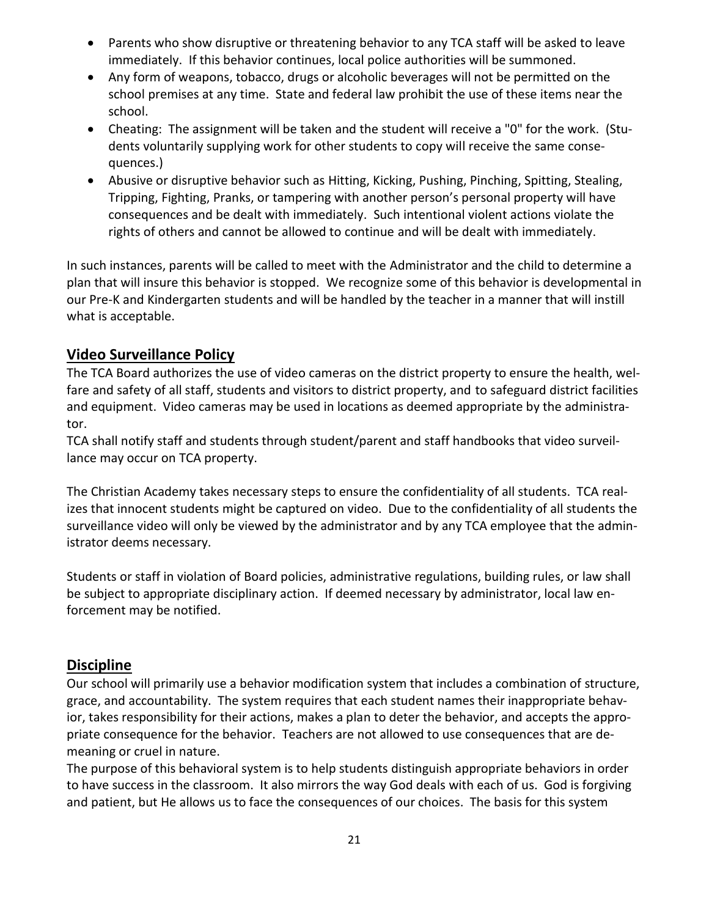- Parents who show disruptive or threatening behavior to any TCA staff will be asked to leave immediately. If this behavior continues, local police authorities will be summoned.
- Any form of weapons, tobacco, drugs or alcoholic beverages will not be permitted on the school premises at any time. State and federal law prohibit the use of these items near the school.
- Cheating: The assignment will be taken and the student will receive a "0" for the work. (Students voluntarily supplying work for other students to copy will receive the same consequences.)
- Abusive or disruptive behavior such as Hitting, Kicking, Pushing, Pinching, Spitting, Stealing, Tripping, Fighting, Pranks, or tampering with another person's personal property will have consequences and be dealt with immediately. Such intentional violent actions violate the rights of others and cannot be allowed to continue and will be dealt with immediately.

In such instances, parents will be called to meet with the Administrator and the child to determine a plan that will insure this behavior is stopped. We recognize some of this behavior is developmental in our Pre-K and Kindergarten students and will be handled by the teacher in a manner that will instill what is acceptable.

## Video Surveillance Policy

The TCA Board authorizes the use of video cameras on the district property to ensure the health, welfare and safety of all staff, students and visitors to district property, and to safeguard district facilities and equipment. Video cameras may be used in locations as deemed appropriate by the administrator.

TCA shall notify staff and students through student/parent and staff handbooks that video surveillance may occur on TCA property.

The Christian Academy takes necessary steps to ensure the confidentiality of all students. TCA realizes that innocent students might be captured on video. Due to the confidentiality of all students the surveillance video will only be viewed by the administrator and by any TCA employee that the administrator deems necessary.

Students or staff in violation of Board policies, administrative regulations, building rules, or law shall be subject to appropriate disciplinary action. If deemed necessary by administrator, local law enforcement may be notified.

## Discipline

Our school will primarily use a behavior modification system that includes a combination of structure, grace, and accountability. The system requires that each student names their inappropriate behavior, takes responsibility for their actions, makes a plan to deter the behavior, and accepts the appropriate consequence for the behavior. Teachers are not allowed to use consequences that are demeaning or cruel in nature.

The purpose of this behavioral system is to help students distinguish appropriate behaviors in order to have success in the classroom. It also mirrors the way God deals with each of us. God is forgiving and patient, but He allows us to face the consequences of our choices. The basis for this system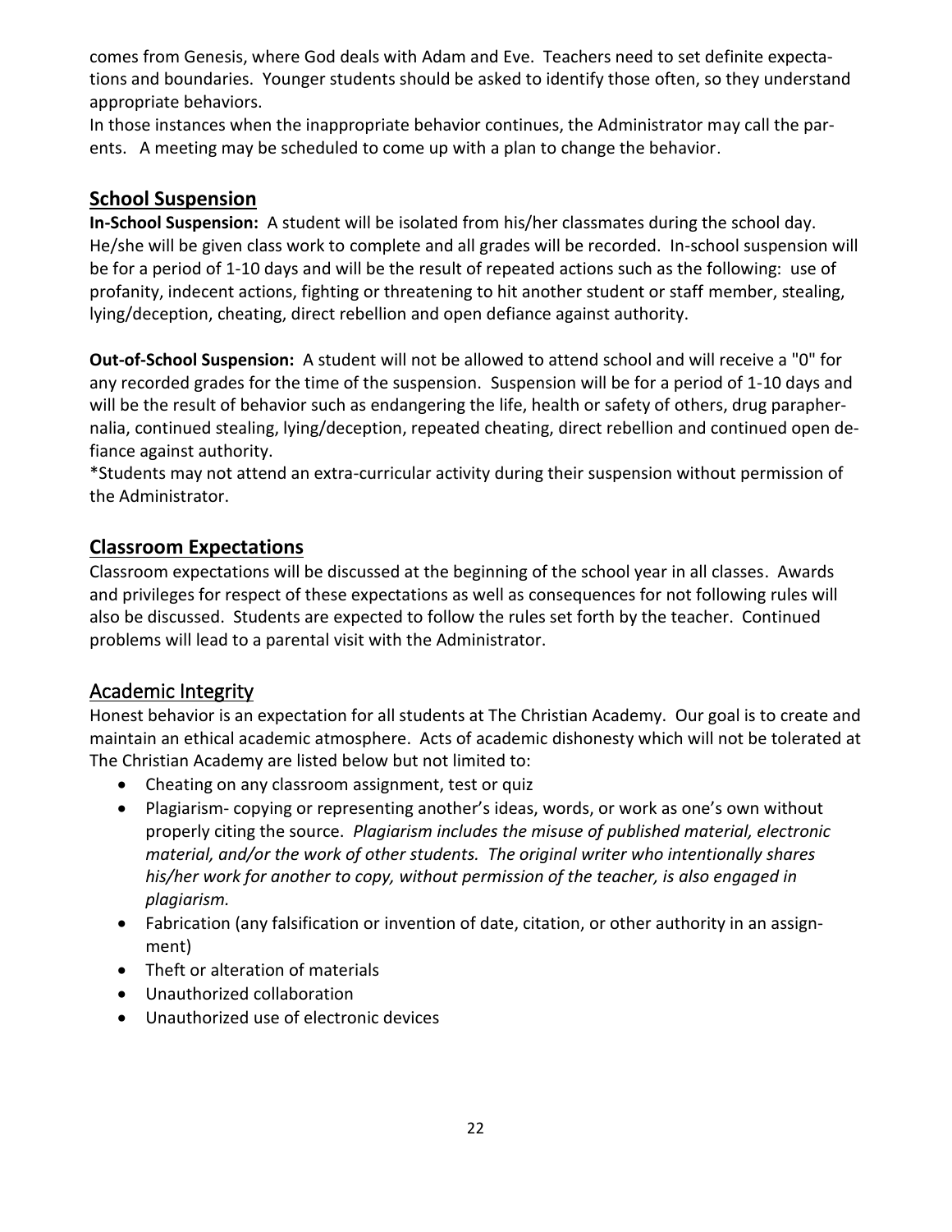comes from Genesis, where God deals with Adam and Eve. Teachers need to set definite expectations and boundaries. Younger students should be asked to identify those often, so they understand appropriate behaviors.

In those instances when the inappropriate behavior continues, the Administrator may call the parents. A meeting may be scheduled to come up with a plan to change the behavior.

## School Suspension

**In-School Suspension:** A student will be isolated from his/her classmates during the school day. He/she will be given class work to complete and all grades will be recorded. In-school suspension will be for a period of 1-10 days and will be the result of repeated actions such as the following: use of profanity, indecent actions, fighting or threatening to hit another student or staff member, stealing, lying/deception, cheating, direct rebellion and open defiance against authority.

**Out-of-School Suspension:** A student will not be allowed to attend school and will receive a "0" for any recorded grades for the time of the suspension. Suspension will be for a period of 1-10 days and will be the result of behavior such as endangering the life, health or safety of others, drug paraphernalia, continued stealing, lying/deception, repeated cheating, direct rebellion and continued open defiance against authority.

*Students may not attend an extra-curricular activity during their suspension without permission of the Administrator.

## Classroom Expectations

Classroom expectations will be discussed at the beginning of the school year in all classes. Awards and privileges for respect of these expectations as well as consequences for not following rules will also be discussed. Students are expected to follow the rules set forth by the teacher. Continued problems will lead to a parental visit with the Administrator.

## Academic Integrity

Honest behavior is an expectation for all students at The Christian Academy. Our goal is to create and maintain an ethical academic atmosphere. Acts of academic dishonesty which will not be tolerated at The Christian Academy are listed below but not limited to:

- Cheating on any classroom assignment, test or quiz
- Plagiarism- copying or representing another's ideas, words, or work as one's own without properly citing the source. *Plagiarism includes the misuse of published material, electronic material, and/or the work of other students. The original writer who intentionally shares his/her work for another to copy, without permission of the teacher, is also engaged in plagiarism.*
- Fabrication (any falsification or invention of date, citation, or other authority in an assignment)
- Theft or alteration of materials
- Unauthorized collaboration
- Unauthorized use of electronic devices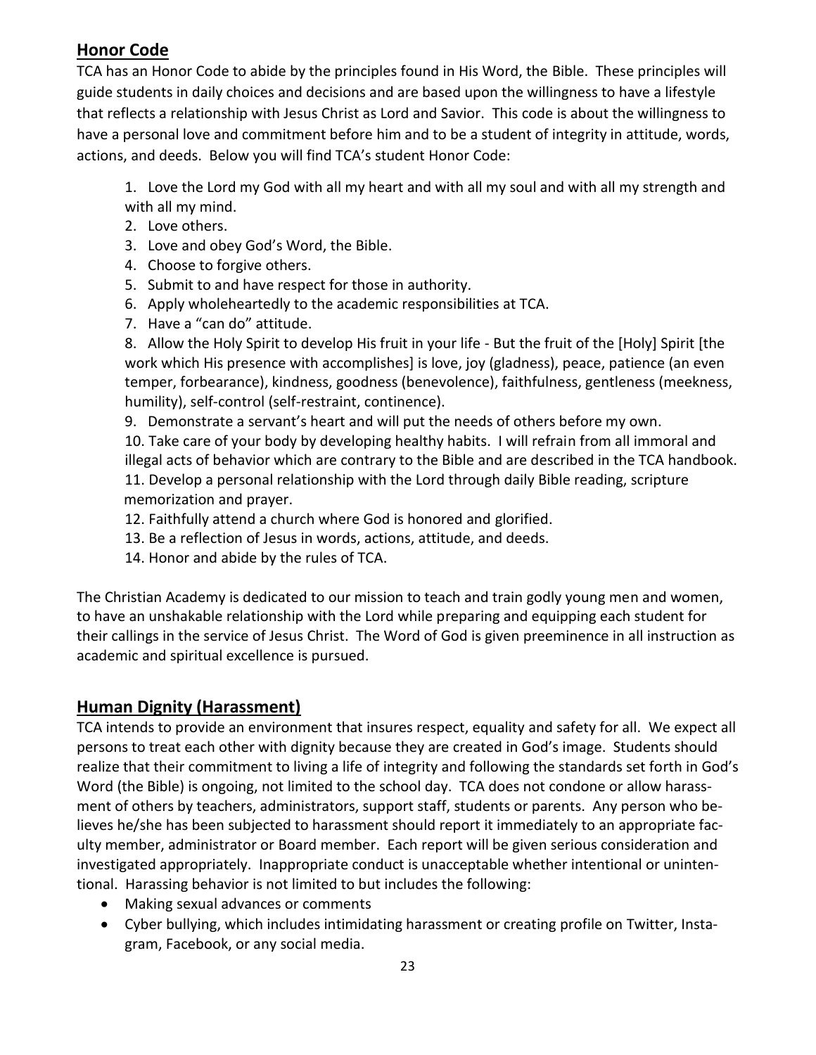## Honor Code

TCA has an Honor Code to abide by the principles found in His Word, the Bible. These principles will guide students in daily choices and decisions and are based upon the willingness to have a lifestyle that reflects a relationship with Jesus Christ as Lord and Savior. This code is about the willingness to have a personal love and commitment before him and to be a student of integrity in attitude, words, actions, and deeds. Below you will find TCA's student Honor Code:

1. Love the Lord my God with all my heart and with all my soul and with all my strength and with all my mind.
2. Love others.
3. Love and obey God's Word, the Bible.
4. Choose to forgive others.
5. Submit to and have respect for those in authority.
6. Apply wholeheartedly to the academic responsibilities at TCA.
7. Have a "can do" attitude.
8. Allow the Holy Spirit to develop His fruit in your life - But the fruit of the [Holy] Spirit [the work which His presence with accomplishes] is love, joy (gladness), peace, patience (an even temper, forbearance), kindness, goodness (benevolence), faithfulness, gentleness (meekness, humility), self-control (self-restraint, continence).
9. Demonstrate a servant's heart and will put the needs of others before my own.
10. Take care of your body by developing healthy habits. I will refrain from all immoral and illegal acts of behavior which are contrary to the Bible and are described in the TCA handbook.
11. Develop a personal relationship with the Lord through daily Bible reading, scripture memorization and prayer.
12. Faithfully attend a church where God is honored and glorified.
13. Be a reflection of Jesus in words, actions, attitude, and deeds.
14. Honor and abide by the rules of TCA.

The Christian Academy is dedicated to our mission to teach and train godly young men and women, to have an unshakable relationship with the Lord while preparing and equipping each student for their callings in the service of Jesus Christ. The Word of God is given preeminence in all instruction as academic and spiritual excellence is pursued.

## Human Dignity (Harassment)

TCA intends to provide an environment that insures respect, equality and safety for all. We expect all persons to treat each other with dignity because they are created in God's image. Students should realize that their commitment to living a life of integrity and following the standards set forth in God's Word (the Bible) is ongoing, not limited to the school day. TCA does not condone or allow harassment of others by teachers, administrators, support staff, students or parents. Any person who believes he/she has been subjected to harassment should report it immediately to an appropriate faculty member, administrator or Board member. Each report will be given serious consideration and investigated appropriately. Inappropriate conduct is unacceptable whether intentional or unintentional. Harassing behavior is not limited to but includes the following:

- Making sexual advances or comments
- Cyber bullying, which includes intimidating harassment or creating profile on Twitter, Instagram, Facebook, or any social media.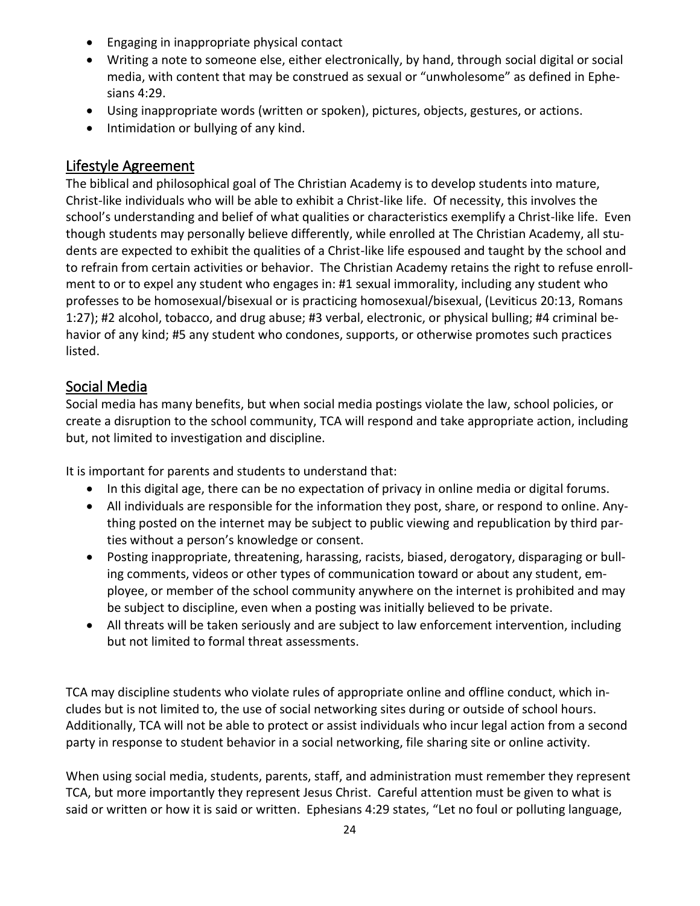- Engaging in inappropriate physical contact
- Writing a note to someone else, either electronically, by hand, through social digital or social media, with content that may be construed as sexual or "unwholesome" as defined in Ephesians 4:29.
- Using inappropriate words (written or spoken), pictures, objects, gestures, or actions.
- Intimidation or bullying of any kind.

## Lifestyle Agreement

The biblical and philosophical goal of The Christian Academy is to develop students into mature, Christ-like individuals who will be able to exhibit a Christ-like life. Of necessity, this involves the school's understanding and belief of what qualities or characteristics exemplify a Christ-like life. Even though students may personally believe differently, while enrolled at The Christian Academy, all students are expected to exhibit the qualities of a Christ-like life espoused and taught by the school and to refrain from certain activities or behavior. The Christian Academy retains the right to refuse enrollment to or to expel any student who engages in: #1 sexual immorality, including any student who professes to be homosexual/bisexual or is practicing homosexual/bisexual, (Leviticus 20:13, Romans 1:27); #2 alcohol, tobacco, and drug abuse; #3 verbal, electronic, or physical bulling; #4 criminal behavior of any kind; #5 any student who condones, supports, or otherwise promotes such practices listed.

## Social Media

Social media has many benefits, but when social media postings violate the law, school policies, or create a disruption to the school community, TCA will respond and take appropriate action, including but, not limited to investigation and discipline.

It is important for parents and students to understand that:

- In this digital age, there can be no expectation of privacy in online media or digital forums.
- All individuals are responsible for the information they post, share, or respond to online. Anything posted on the internet may be subject to public viewing and republication by third parties without a person's knowledge or consent.
- Posting inappropriate, threatening, harassing, racists, biased, derogatory, disparaging or bulling comments, videos or other types of communication toward or about any student, employee, or member of the school community anywhere on the internet is prohibited and may be subject to discipline, even when a posting was initially believed to be private.
- All threats will be taken seriously and are subject to law enforcement intervention, including but not limited to formal threat assessments.

TCA may discipline students who violate rules of appropriate online and offline conduct, which includes but is not limited to, the use of social networking sites during or outside of school hours. Additionally, TCA will not be able to protect or assist individuals who incur legal action from a second party in response to student behavior in a social networking, file sharing site or online activity.

When using social media, students, parents, staff, and administration must remember they represent TCA, but more importantly they represent Jesus Christ. Careful attention must be given to what is said or written or how it is said or written. Ephesians 4:29 states, "Let no foul or polluting language,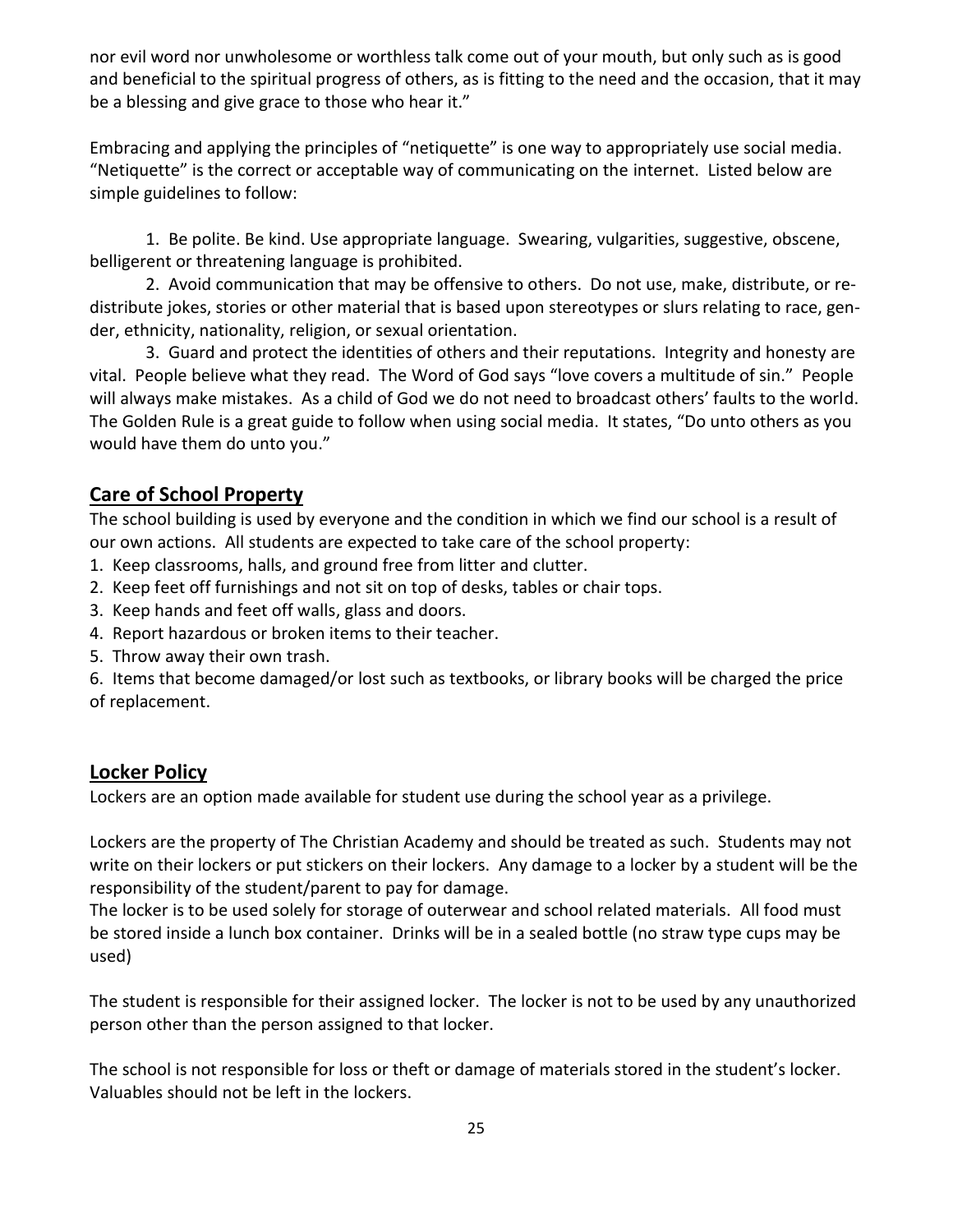nor evil word nor unwholesome or worthless talk come out of your mouth, but only such as is good and beneficial to the spiritual progress of others, as is fitting to the need and the occasion, that it may be a blessing and give grace to those who hear it."

Embracing and applying the principles of "netiquette" is one way to appropriately use social media. "Netiquette" is the correct or acceptable way of communicating on the internet. Listed below are simple guidelines to follow:

1. Be polite. Be kind. Use appropriate language. Swearing, vulgarities, suggestive, obscene, belligerent or threatening language is prohibited.
2. Avoid communication that may be offensive to others. Do not use, make, distribute, or re-distribute jokes, stories or other material that is based upon stereotypes or slurs relating to race, gender, ethnicity, nationality, religion, or sexual orientation.
3. Guard and protect the identities of others and their reputations. Integrity and honesty are vital. People believe what they read. The Word of God says "love covers a multitude of sin." People will always make mistakes. As a child of God we do not need to broadcast others' faults to the world. The Golden Rule is a great guide to follow when using social media. It states, "Do unto others as you would have them do unto you."

## Care of School Property

The school building is used by everyone and the condition in which we find our school is a result of our own actions. All students are expected to take care of the school property:

1. Keep classrooms, halls, and ground free from litter and clutter.
2. Keep feet off furnishings and not sit on top of desks, tables or chair tops.
3. Keep hands and feet off walls, glass and doors.
4. Report hazardous or broken items to their teacher.
5. Throw away their own trash.
6. Items that become damaged/or lost such as textbooks, or library books will be charged the price of replacement.

## Locker Policy

Lockers are an option made available for student use during the school year as a privilege.

Lockers are the property of The Christian Academy and should be treated as such. Students may not write on their lockers or put stickers on their lockers. Any damage to a locker by a student will be the responsibility of the student/parent to pay for damage.

The locker is to be used solely for storage of outerwear and school related materials. All food must be stored inside a lunch box container. Drinks will be in a sealed bottle (no straw type cups may be used)

The student is responsible for their assigned locker. The locker is not to be used by any unauthorized person other than the person assigned to that locker.

The school is not responsible for loss or theft or damage of materials stored in the student's locker. Valuables should not be left in the lockers.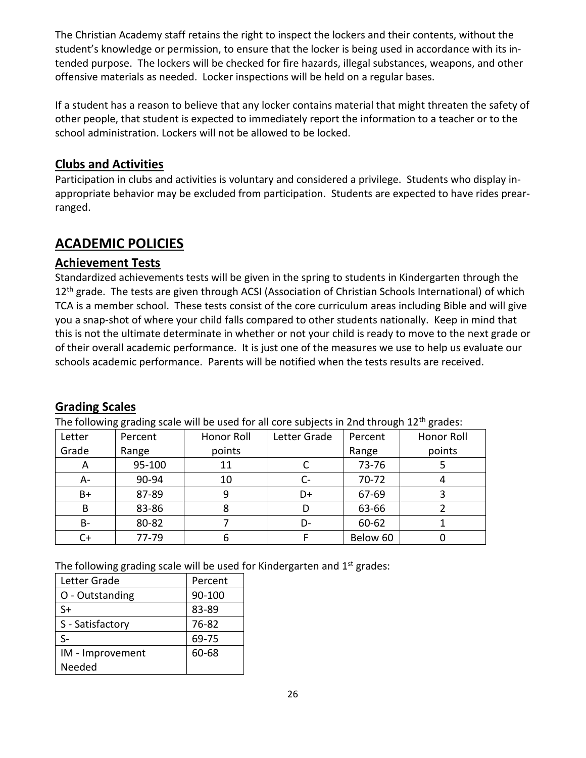The Christian Academy staff retains the right to inspect the lockers and their contents, without the student's knowledge or permission, to ensure that the locker is being used in accordance with its intended purpose. The lockers will be checked for fire hazards, illegal substances, weapons, and other offensive materials as needed. Locker inspections will be held on a regular bases.

If a student has a reason to believe that any locker contains material that might threaten the safety of other people, that student is expected to immediately report the information to a teacher or to the school administration. Lockers will not be allowed to be locked.

## Clubs and Activities

Participation in clubs and activities is voluntary and considered a privilege. Students who display inappropriate behavior may be excluded from participation. Students are expected to have rides prearranged.

# ACADEMIC POLICIES

## Achievement Tests

Standardized achievements tests will be given in the spring to students in Kindergarten through the 12th grade. The tests are given through ACSI (Association of Christian Schools International) of which TCA is a member school. These tests consist of the core curriculum areas including Bible and will give you a snap-shot of where your child falls compared to other students nationally. Keep in mind that this is not the ultimate determinate in whether or not your child is ready to move to the next grade or of their overall academic performance. It is just one of the measures we use to help us evaluate our schools academic performance. Parents will be notified when the tests results are received.

## Grading Scales

The following grading scale will be used for all core subjects in 2nd through 12th grades:

| Letter Grade | Percent Range | Honor Roll points | Letter Grade | Percent Range | Honor Roll points |
|---|---|---|---|---|---|
| A | 95-100 | 11 | C | 73-76 | 5 |
| A- | 90-94 | 10 | C- | 70-72 | 4 |
| B+ | 87-89 | 9 | D+ | 67-69 | 3 |
| B | 83-86 | 8 | D | 63-66 | 2 |
| B- | 80-82 | 7 | D- | 60-62 | 1 |
| C+ | 77-79 | 6 | F | Below 60 | 0 |

The following grading scale will be used for Kindergarten and 1st grades:

| Letter Grade | Percent |
|---|---|
| O - Outstanding | 90-100 |
| S+ | 83-89 |
| S - Satisfactory | 76-82 |
| S- | 69-75 |
| IM - Improvement Needed | 60-68 |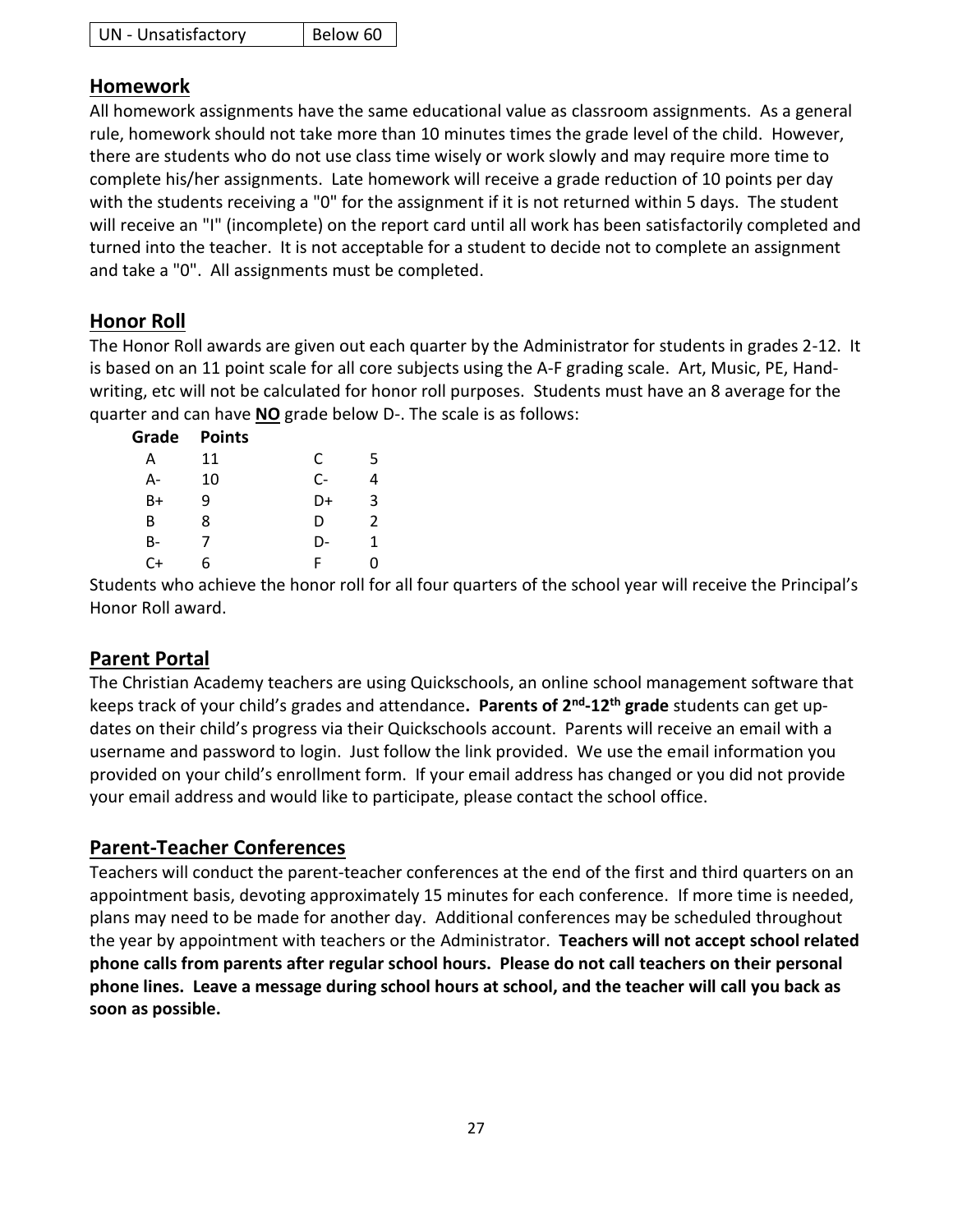| UN - Unsatisfactory | Below 60 |
|---|---|

## Homework

All homework assignments have the same educational value as classroom assignments. As a general rule, homework should not take more than 10 minutes times the grade level of the child. However, there are students who do not use class time wisely or work slowly and may require more time to complete his/her assignments. Late homework will receive a grade reduction of 10 points per day with the students receiving a "0" for the assignment if it is not returned within 5 days. The student will receive an "I" (incomplete) on the report card until all work has been satisfactorily completed and turned into the teacher. It is not acceptable for a student to decide not to complete an assignment and take a "0". All assignments must be completed.

## Honor Roll

The Honor Roll awards are given out each quarter by the Administrator for students in grades 2-12. It is based on an 11 point scale for all core subjects using the A-F grading scale. Art, Music, PE, Handwriting, etc will not be calculated for honor roll purposes. Students must have an 8 average for the quarter and can have **NO** grade below D-. The scale is as follows:

| Grade | Points | | |
|---|---|---|---|
| A | 11 | C | 5 |
| A- | 10 | C- | 4 |
| B+ | 9 | D+ | 3 |
| B | 8 | D | 2 |
| B- | 7 | D- | 1 |
| C+ | 6 | F | 0 |

Students who achieve the honor roll for all four quarters of the school year will receive the Principal's Honor Roll award.

## Parent Portal

The Christian Academy teachers are using Quickschools, an online school management software that keeps track of your child's grades and attendance**. Parents of 2nd-12th grade** students can get updates on their child's progress via their Quickschools account. Parents will receive an email with a username and password to login. Just follow the link provided. We use the email information you provided on your child's enrollment form. If your email address has changed or you did not provide your email address and would like to participate, please contact the school office.

## Parent-Teacher Conferences

Teachers will conduct the parent-teacher conferences at the end of the first and third quarters on an appointment basis, devoting approximately 15 minutes for each conference. If more time is needed, plans may need to be made for another day. Additional conferences may be scheduled throughout the year by appointment with teachers or the Administrator. **Teachers will not accept school related phone calls from parents after regular school hours. Please do not call teachers on their personal phone lines. Leave a message during school hours at school, and the teacher will call you back as soon as possible.**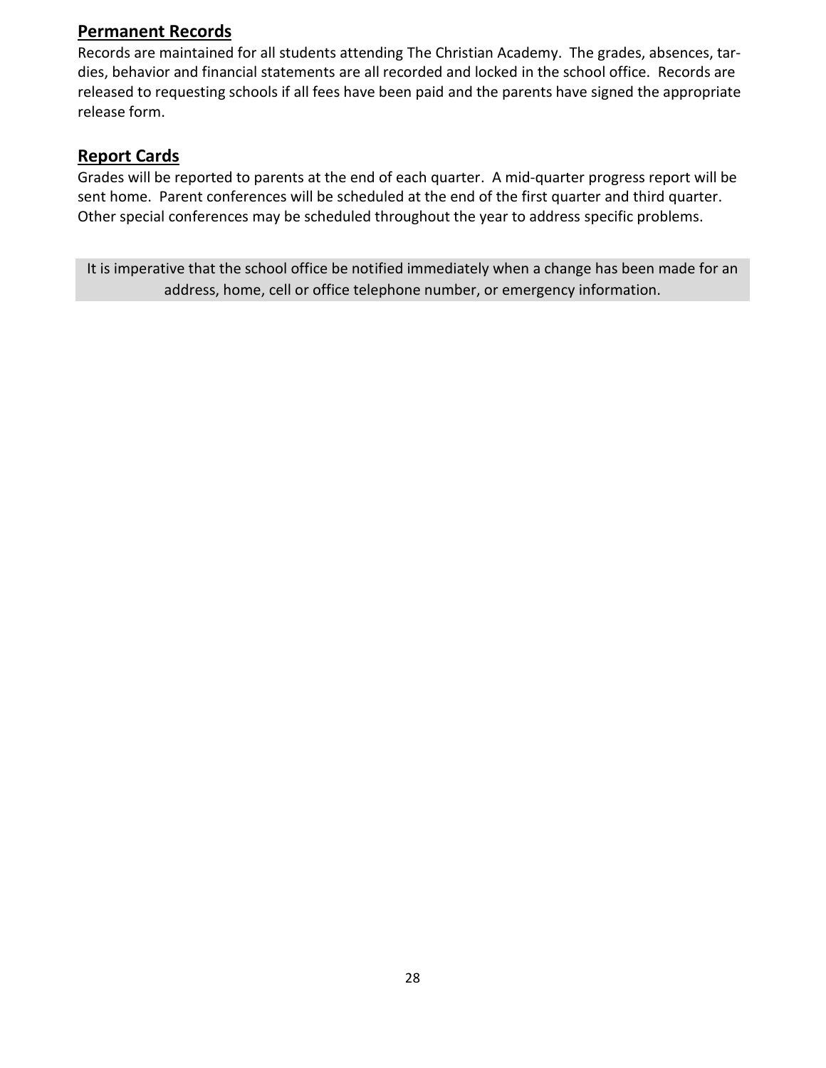## Permanent Records

Records are maintained for all students attending The Christian Academy. The grades, absences, tardies, behavior and financial statements are all recorded and locked in the school office. Records are released to requesting schools if all fees have been paid and the parents have signed the appropriate release form.

## Report Cards

Grades will be reported to parents at the end of each quarter. A mid-quarter progress report will be sent home. Parent conferences will be scheduled at the end of the first quarter and third quarter. Other special conferences may be scheduled throughout the year to address specific problems.

It is imperative that the school office be notified immediately when a change has been made for an address, home, cell or office telephone number, or emergency information.